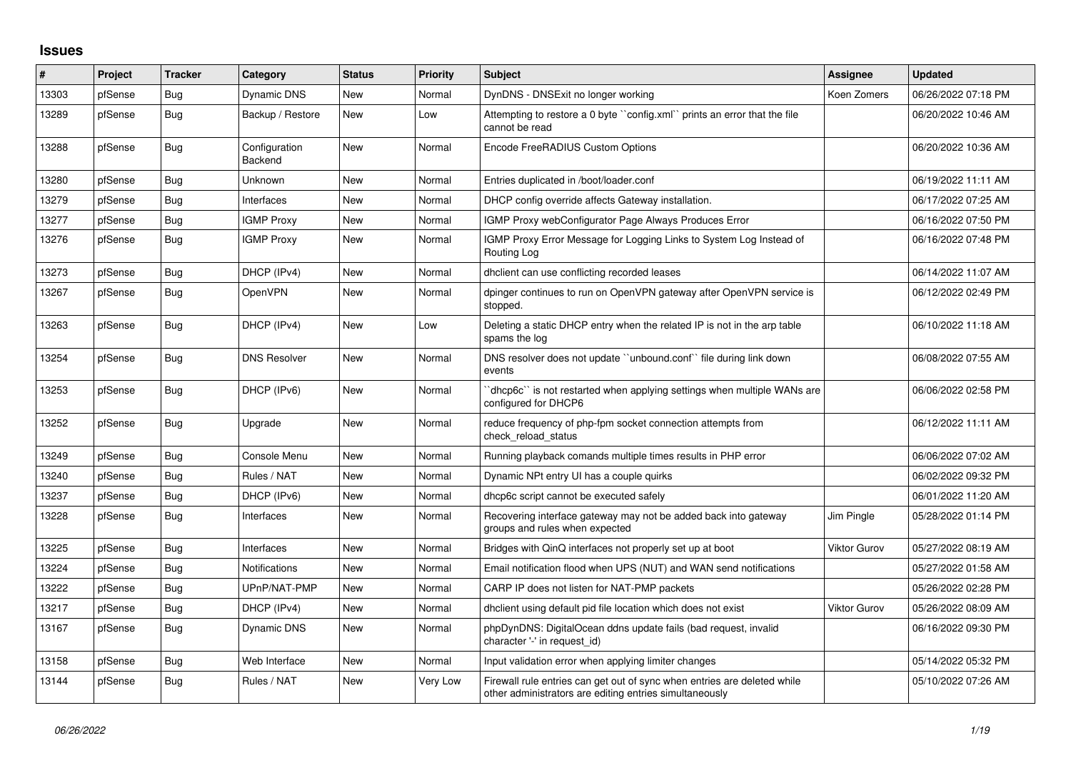## Issues

| # | Project | Tracker | Category | Status | Priority | Subject | Assignee | Updated |
|---|---|---|---|---|---|---|---|---|
| 13303 | pfSense | Bug | Dynamic DNS | New | Normal | DynDNS - DNSExit no longer working | Koen Zomers | 06/26/2022 07:18 PM |
| 13289 | pfSense | Bug | Backup / Restore | New | Low | Attempting to restore a 0 byte ``config.xml`` prints an error that the file cannot be read | | 06/20/2022 10:46 AM |
| 13288 | pfSense | Bug | Configuration Backend | New | Normal | Encode FreeRADIUS Custom Options | | 06/20/2022 10:36 AM |
| 13280 | pfSense | Bug | Unknown | New | Normal | Entries duplicated in /boot/loader.conf | | 06/19/2022 11:11 AM |
| 13279 | pfSense | Bug | Interfaces | New | Normal | DHCP config override affects Gateway installation. | | 06/17/2022 07:25 AM |
| 13277 | pfSense | Bug | IGMP Proxy | New | Normal | IGMP Proxy webConfigurator Page Always Produces Error | | 06/16/2022 07:50 PM |
| 13276 | pfSense | Bug | IGMP Proxy | New | Normal | IGMP Proxy Error Message for Logging Links to System Log Instead of Routing Log | | 06/16/2022 07:48 PM |
| 13273 | pfSense | Bug | DHCP (IPv4) | New | Normal | dhclient can use conflicting recorded leases | | 06/14/2022 11:07 AM |
| 13267 | pfSense | Bug | OpenVPN | New | Normal | dpinger continues to run on OpenVPN gateway after OpenVPN service is stopped. | | 06/12/2022 02:49 PM |
| 13263 | pfSense | Bug | DHCP (IPv4) | New | Low | Deleting a static DHCP entry when the related IP is not in the arp table spams the log | | 06/10/2022 11:18 AM |
| 13254 | pfSense | Bug | DNS Resolver | New | Normal | DNS resolver does not update ``unbound.conf`` file during link down events | | 06/08/2022 07:55 AM |
| 13253 | pfSense | Bug | DHCP (IPv6) | New | Normal | ``dhcp6c`` is not restarted when applying settings when multiple WANs are configured for DHCP6 | | 06/06/2022 02:58 PM |
| 13252 | pfSense | Bug | Upgrade | New | Normal | reduce frequency of php-fpm socket connection attempts from check_reload_status | | 06/12/2022 11:11 AM |
| 13249 | pfSense | Bug | Console Menu | New | Normal | Running playback comands multiple times results in PHP error | | 06/06/2022 07:02 AM |
| 13240 | pfSense | Bug | Rules / NAT | New | Normal | Dynamic NPt entry UI has a couple quirks | | 06/02/2022 09:32 PM |
| 13237 | pfSense | Bug | DHCP (IPv6) | New | Normal | dhcp6c script cannot be executed safely | | 06/01/2022 11:20 AM |
| 13228 | pfSense | Bug | Interfaces | New | Normal | Recovering interface gateway may not be added back into gateway groups and rules when expected | Jim Pingle | 05/28/2022 01:14 PM |
| 13225 | pfSense | Bug | Interfaces | New | Normal | Bridges with QinQ interfaces not properly set up at boot | Viktor Gurov | 05/27/2022 08:19 AM |
| 13224 | pfSense | Bug | Notifications | New | Normal | Email notification flood when UPS (NUT) and WAN send notifications | | 05/27/2022 01:58 AM |
| 13222 | pfSense | Bug | UPnP/NAT-PMP | New | Normal | CARP IP does not listen for NAT-PMP packets | | 05/26/2022 02:28 PM |
| 13217 | pfSense | Bug | DHCP (IPv4) | New | Normal | dhclient using default pid file location which does not exist | Viktor Gurov | 05/26/2022 08:09 AM |
| 13167 | pfSense | Bug | Dynamic DNS | New | Normal | phpDynDNS: DigitalOcean ddns update fails (bad request, invalid character '-' in request_id) | | 06/16/2022 09:30 PM |
| 13158 | pfSense | Bug | Web Interface | New | Normal | Input validation error when applying limiter changes | | 05/14/2022 05:32 PM |
| 13144 | pfSense | Bug | Rules / NAT | New | Very Low | Firewall rule entries can get out of sync when entries are deleted while other administrators are editing entries simultaneously | | 05/10/2022 07:26 AM |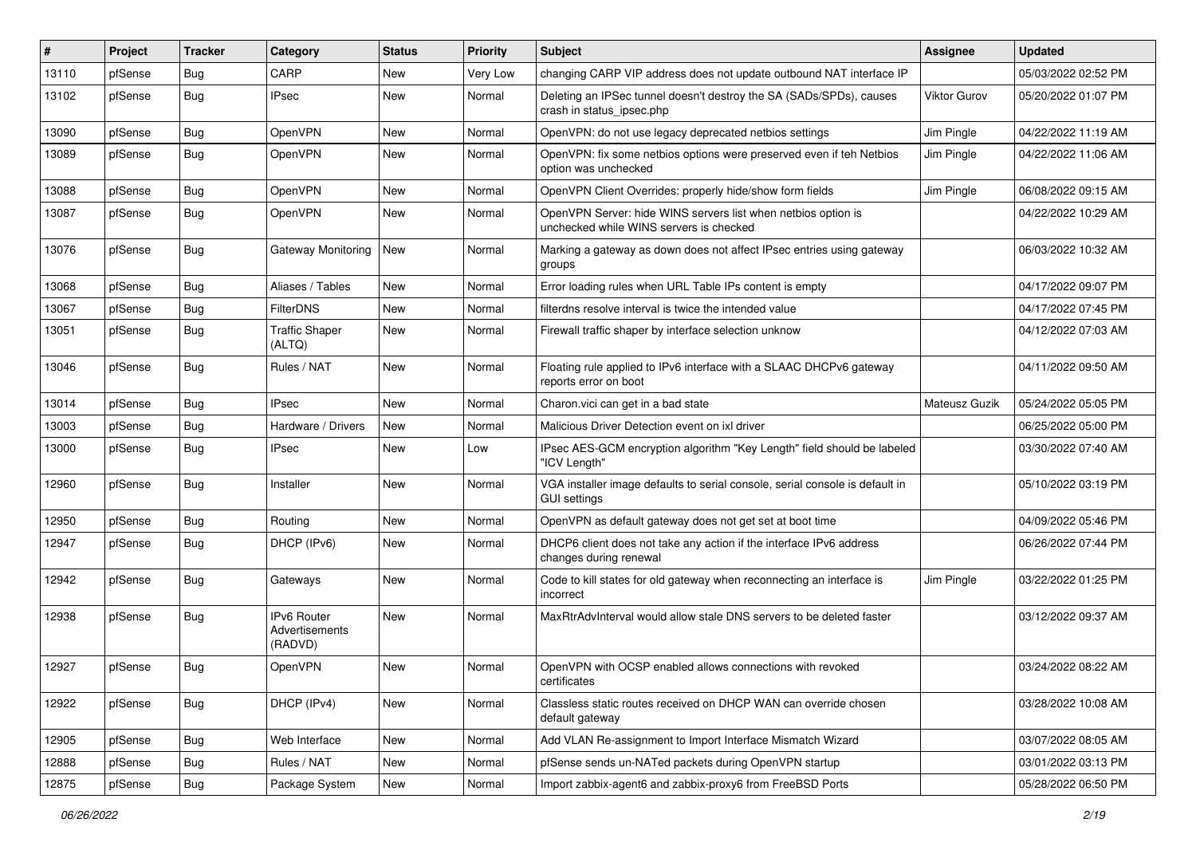| # | Project | Tracker | Category | Status | Priority | Subject | Assignee | Updated |
|---|---|---|---|---|---|---|---|---|
| 13110 | pfSense | Bug | CARP | New | Very Low | changing CARP VIP address does not update outbound NAT interface IP | | 05/03/2022 02:52 PM |
| 13102 | pfSense | Bug | IPsec | New | Normal | Deleting an IPSec tunnel doesn't destroy the SA (SADs/SPDs), causes crash in status_ipsec.php | Viktor Gurov | 05/20/2022 01:07 PM |
| 13090 | pfSense | Bug | OpenVPN | New | Normal | OpenVPN: do not use legacy deprecated netbios settings | Jim Pingle | 04/22/2022 11:19 AM |
| 13089 | pfSense | Bug | OpenVPN | New | Normal | OpenVPN: fix some netbios options were preserved even if teh Netbios option was unchecked | Jim Pingle | 04/22/2022 11:06 AM |
| 13088 | pfSense | Bug | OpenVPN | New | Normal | OpenVPN Client Overrides: properly hide/show form fields | Jim Pingle | 06/08/2022 09:15 AM |
| 13087 | pfSense | Bug | OpenVPN | New | Normal | OpenVPN Server: hide WINS servers list when netbios option is unchecked while WINS servers is checked | | 04/22/2022 10:29 AM |
| 13076 | pfSense | Bug | Gateway Monitoring | New | Normal | Marking a gateway as down does not affect IPsec entries using gateway groups | | 06/03/2022 10:32 AM |
| 13068 | pfSense | Bug | Aliases / Tables | New | Normal | Error loading rules when URL Table IPs content is empty | | 04/17/2022 09:07 PM |
| 13067 | pfSense | Bug | FilterDNS | New | Normal | filterdns resolve interval is twice the intended value | | 04/17/2022 07:45 PM |
| 13051 | pfSense | Bug | Traffic Shaper (ALTQ) | New | Normal | Firewall traffic shaper by interface selection unknow | | 04/12/2022 07:03 AM |
| 13046 | pfSense | Bug | Rules / NAT | New | Normal | Floating rule applied to IPv6 interface with a SLAAC DHCPv6 gateway reports error on boot | | 04/11/2022 09:50 AM |
| 13014 | pfSense | Bug | IPsec | New | Normal | Charon.vici can get in a bad state | Mateusz Guzik | 05/24/2022 05:05 PM |
| 13003 | pfSense | Bug | Hardware / Drivers | New | Normal | Malicious Driver Detection event on ixl driver | | 06/25/2022 05:00 PM |
| 13000 | pfSense | Bug | IPsec | New | Low | IPsec AES-GCM encryption algorithm "Key Length" field should be labeled "ICV Length" | | 03/30/2022 07:40 AM |
| 12960 | pfSense | Bug | Installer | New | Normal | VGA installer image defaults to serial console, serial console is default in GUI settings | | 05/10/2022 03:19 PM |
| 12950 | pfSense | Bug | Routing | New | Normal | OpenVPN as default gateway does not get set at boot time | | 04/09/2022 05:46 PM |
| 12947 | pfSense | Bug | DHCP (IPv6) | New | Normal | DHCP6 client does not take any action if the interface IPv6 address changes during renewal | | 06/26/2022 07:44 PM |
| 12942 | pfSense | Bug | Gateways | New | Normal | Code to kill states for old gateway when reconnecting an interface is incorrect | Jim Pingle | 03/22/2022 01:25 PM |
| 12938 | pfSense | Bug | IPv6 Router Advertisements (RADVD) | New | Normal | MaxRtrAdvInterval would allow stale DNS servers to be deleted faster | | 03/12/2022 09:37 AM |
| 12927 | pfSense | Bug | OpenVPN | New | Normal | OpenVPN with OCSP enabled allows connections with revoked certificates | | 03/24/2022 08:22 AM |
| 12922 | pfSense | Bug | DHCP (IPv4) | New | Normal | Classless static routes received on DHCP WAN can override chosen default gateway | | 03/28/2022 10:08 AM |
| 12905 | pfSense | Bug | Web Interface | New | Normal | Add VLAN Re-assignment to Import Interface Mismatch Wizard | | 03/07/2022 08:05 AM |
| 12888 | pfSense | Bug | Rules / NAT | New | Normal | pfSense sends un-NATed packets during OpenVPN startup | | 03/01/2022 03:13 PM |
| 12875 | pfSense | Bug | Package System | New | Normal | Import zabbix-agent6 and zabbix-proxy6 from FreeBSD Ports | | 05/28/2022 06:50 PM |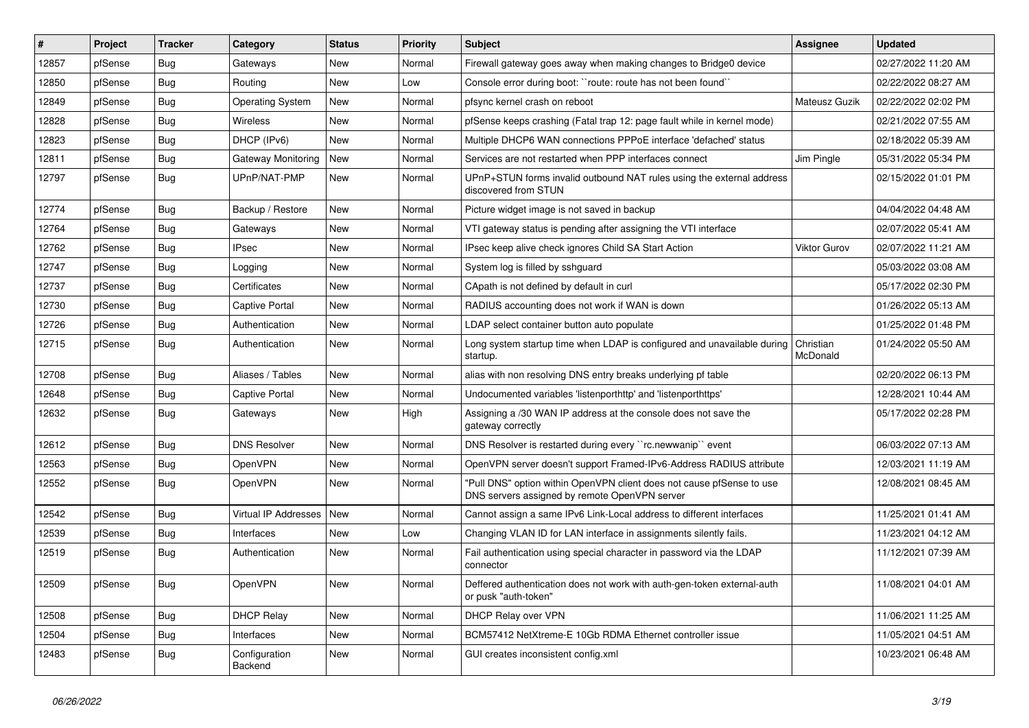| # | Project | Tracker | Category | Status | Priority | Subject | Assignee | Updated |
|---|---|---|---|---|---|---|---|---|
| 12857 | pfSense | Bug | Gateways | New | Normal | Firewall gateway goes away when making changes to Bridge0 device | | 02/27/2022 11:20 AM |
| 12850 | pfSense | Bug | Routing | New | Low | Console error during boot: ``route: route has not been found`` | | 02/22/2022 08:27 AM |
| 12849 | pfSense | Bug | Operating System | New | Normal | pfsync kernel crash on reboot | Mateusz Guzik | 02/22/2022 02:02 PM |
| 12828 | pfSense | Bug | Wireless | New | Normal | pfSense keeps crashing (Fatal trap 12: page fault while in kernel mode) | | 02/21/2022 07:55 AM |
| 12823 | pfSense | Bug | DHCP (IPv6) | New | Normal | Multiple DHCP6 WAN connections PPPoE interface 'defached' status | | 02/18/2022 05:39 AM |
| 12811 | pfSense | Bug | Gateway Monitoring | New | Normal | Services are not restarted when PPP interfaces connect | Jim Pingle | 05/31/2022 05:34 PM |
| 12797 | pfSense | Bug | UPnP/NAT-PMP | New | Normal | UPnP+STUN forms invalid outbound NAT rules using the external address discovered from STUN | | 02/15/2022 01:01 PM |
| 12774 | pfSense | Bug | Backup / Restore | New | Normal | Picture widget image is not saved in backup | | 04/04/2022 04:48 AM |
| 12764 | pfSense | Bug | Gateways | New | Normal | VTI gateway status is pending after assigning the VTI interface | | 02/07/2022 05:41 AM |
| 12762 | pfSense | Bug | IPsec | New | Normal | IPsec keep alive check ignores Child SA Start Action | Viktor Gurov | 02/07/2022 11:21 AM |
| 12747 | pfSense | Bug | Logging | New | Normal | System log is filled by sshguard | | 05/03/2022 03:08 AM |
| 12737 | pfSense | Bug | Certificates | New | Normal | CApath is not defined by default in curl | | 05/17/2022 02:30 PM |
| 12730 | pfSense | Bug | Captive Portal | New | Normal | RADIUS accounting does not work if WAN is down | | 01/26/2022 05:13 AM |
| 12726 | pfSense | Bug | Authentication | New | Normal | LDAP select container button auto populate | | 01/25/2022 01:48 PM |
| 12715 | pfSense | Bug | Authentication | New | Normal | Long system startup time when LDAP is configured and unavailable during startup. | Christian McDonald | 01/24/2022 05:50 AM |
| 12708 | pfSense | Bug | Aliases / Tables | New | Normal | alias with non resolving DNS entry breaks underlying pf table | | 02/20/2022 06:13 PM |
| 12648 | pfSense | Bug | Captive Portal | New | Normal | Undocumented variables 'listenporthttp' and 'listenporthttps' | | 12/28/2021 10:44 AM |
| 12632 | pfSense | Bug | Gateways | New | High | Assigning a /30 WAN IP address at the console does not save the gateway correctly | | 05/17/2022 02:28 PM |
| 12612 | pfSense | Bug | DNS Resolver | New | Normal | DNS Resolver is restarted during every ``rc.newwanip`` event | | 06/03/2022 07:13 AM |
| 12563 | pfSense | Bug | OpenVPN | New | Normal | OpenVPN server doesn't support Framed-IPv6-Address RADIUS attribute | | 12/03/2021 11:19 AM |
| 12552 | pfSense | Bug | OpenVPN | New | Normal | "Pull DNS" option within OpenVPN client does not cause pfSense to use DNS servers assigned by remote OpenVPN server | | 12/08/2021 08:45 AM |
| 12542 | pfSense | Bug | Virtual IP Addresses | New | Normal | Cannot assign a same IPv6 Link-Local address to different interfaces | | 11/25/2021 01:41 AM |
| 12539 | pfSense | Bug | Interfaces | New | Low | Changing VLAN ID for LAN interface in assignments silently fails. | | 11/23/2021 04:12 AM |
| 12519 | pfSense | Bug | Authentication | New | Normal | Fail authentication using special character in password via the LDAP connector | | 11/12/2021 07:39 AM |
| 12509 | pfSense | Bug | OpenVPN | New | Normal | Deffered authentication does not work with auth-gen-token external-auth or pusk "auth-token" | | 11/08/2021 04:01 AM |
| 12508 | pfSense | Bug | DHCP Relay | New | Normal | DHCP Relay over VPN | | 11/06/2021 11:25 AM |
| 12504 | pfSense | Bug | Interfaces | New | Normal | BCM57412 NetXtreme-E 10Gb RDMA Ethernet controller issue | | 11/05/2021 04:51 AM |
| 12483 | pfSense | Bug | Configuration Backend | New | Normal | GUI creates inconsistent config.xml | | 10/23/2021 06:48 AM |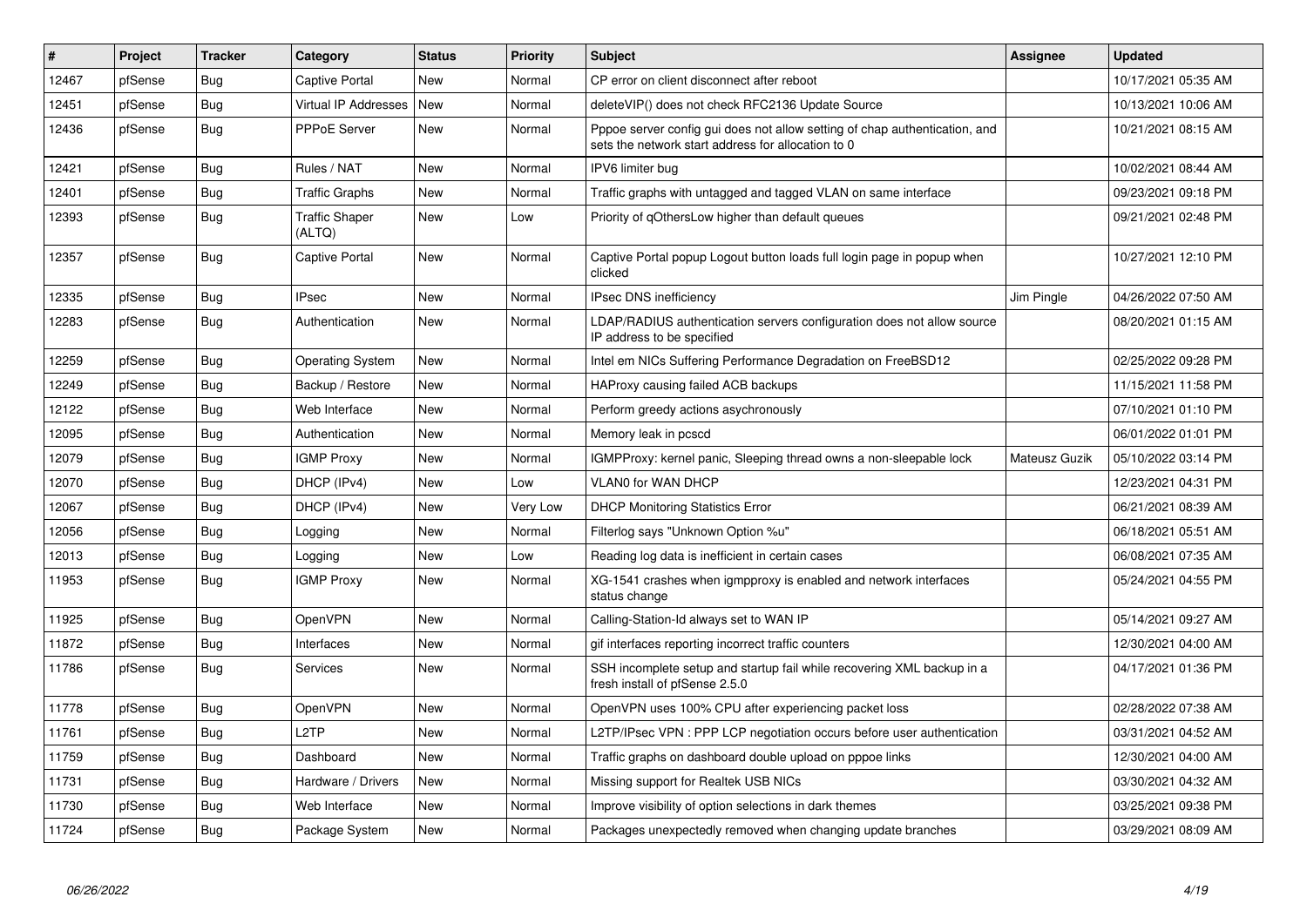| # | Project | Tracker | Category | Status | Priority | Subject | Assignee | Updated |
|---|---|---|---|---|---|---|---|---|
| 12467 | pfSense | Bug | Captive Portal | New | Normal | CP error on client disconnect after reboot | | 10/17/2021 05:35 AM |
| 12451 | pfSense | Bug | Virtual IP Addresses | New | Normal | deleteVIP() does not check RFC2136 Update Source | | 10/13/2021 10:06 AM |
| 12436 | pfSense | Bug | PPPoE Server | New | Normal | Pppoe server config gui does not allow setting of chap authentication, and sets the network start address for allocation to 0 | | 10/21/2021 08:15 AM |
| 12421 | pfSense | Bug | Rules / NAT | New | Normal | IPV6 limiter bug | | 10/02/2021 08:44 AM |
| 12401 | pfSense | Bug | Traffic Graphs | New | Normal | Traffic graphs with untagged and tagged VLAN on same interface | | 09/23/2021 09:18 PM |
| 12393 | pfSense | Bug | Traffic Shaper (ALTQ) | New | Low | Priority of qOthersLow higher than default queues | | 09/21/2021 02:48 PM |
| 12357 | pfSense | Bug | Captive Portal | New | Normal | Captive Portal popup Logout button loads full login page in popup when clicked | | 10/27/2021 12:10 PM |
| 12335 | pfSense | Bug | IPsec | New | Normal | IPsec DNS inefficiency | Jim Pingle | 04/26/2022 07:50 AM |
| 12283 | pfSense | Bug | Authentication | New | Normal | LDAP/RADIUS authentication servers configuration does not allow source IP address to be specified | | 08/20/2021 01:15 AM |
| 12259 | pfSense | Bug | Operating System | New | Normal | Intel em NICs Suffering Performance Degradation on FreeBSD12 | | 02/25/2022 09:28 PM |
| 12249 | pfSense | Bug | Backup / Restore | New | Normal | HAProxy causing failed ACB backups | | 11/15/2021 11:58 PM |
| 12122 | pfSense | Bug | Web Interface | New | Normal | Perform greedy actions asychronously | | 07/10/2021 01:10 PM |
| 12095 | pfSense | Bug | Authentication | New | Normal | Memory leak in pcscd | | 06/01/2022 01:01 PM |
| 12079 | pfSense | Bug | IGMP Proxy | New | Normal | IGMPProxy: kernel panic, Sleeping thread owns a non-sleepable lock | Mateusz Guzik | 05/10/2022 03:14 PM |
| 12070 | pfSense | Bug | DHCP (IPv4) | New | Low | VLAN0 for WAN DHCP | | 12/23/2021 04:31 PM |
| 12067 | pfSense | Bug | DHCP (IPv4) | New | Very Low | DHCP Monitoring Statistics Error | | 06/21/2021 08:39 AM |
| 12056 | pfSense | Bug | Logging | New | Normal | Filterlog says "Unknown Option %u" | | 06/18/2021 05:51 AM |
| 12013 | pfSense | Bug | Logging | New | Low | Reading log data is inefficient in certain cases | | 06/08/2021 07:35 AM |
| 11953 | pfSense | Bug | IGMP Proxy | New | Normal | XG-1541 crashes when igmpproxy is enabled and network interfaces status change | | 05/24/2021 04:55 PM |
| 11925 | pfSense | Bug | OpenVPN | New | Normal | Calling-Station-Id always set to WAN IP | | 05/14/2021 09:27 AM |
| 11872 | pfSense | Bug | Interfaces | New | Normal | gif interfaces reporting incorrect traffic counters | | 12/30/2021 04:00 AM |
| 11786 | pfSense | Bug | Services | New | Normal | SSH incomplete setup and startup fail while recovering XML backup in a fresh install of pfSense 2.5.0 | | 04/17/2021 01:36 PM |
| 11778 | pfSense | Bug | OpenVPN | New | Normal | OpenVPN uses 100% CPU after experiencing packet loss | | 02/28/2022 07:38 AM |
| 11761 | pfSense | Bug | L2TP | New | Normal | L2TP/IPsec VPN : PPP LCP negotiation occurs before user authentication | | 03/31/2021 04:52 AM |
| 11759 | pfSense | Bug | Dashboard | New | Normal | Traffic graphs on dashboard double upload on pppoe links | | 12/30/2021 04:00 AM |
| 11731 | pfSense | Bug | Hardware / Drivers | New | Normal | Missing support for Realtek USB NICs | | 03/30/2021 04:32 AM |
| 11730 | pfSense | Bug | Web Interface | New | Normal | Improve visibility of option selections in dark themes | | 03/25/2021 09:38 PM |
| 11724 | pfSense | Bug | Package System | New | Normal | Packages unexpectedly removed when changing update branches | | 03/29/2021 08:09 AM |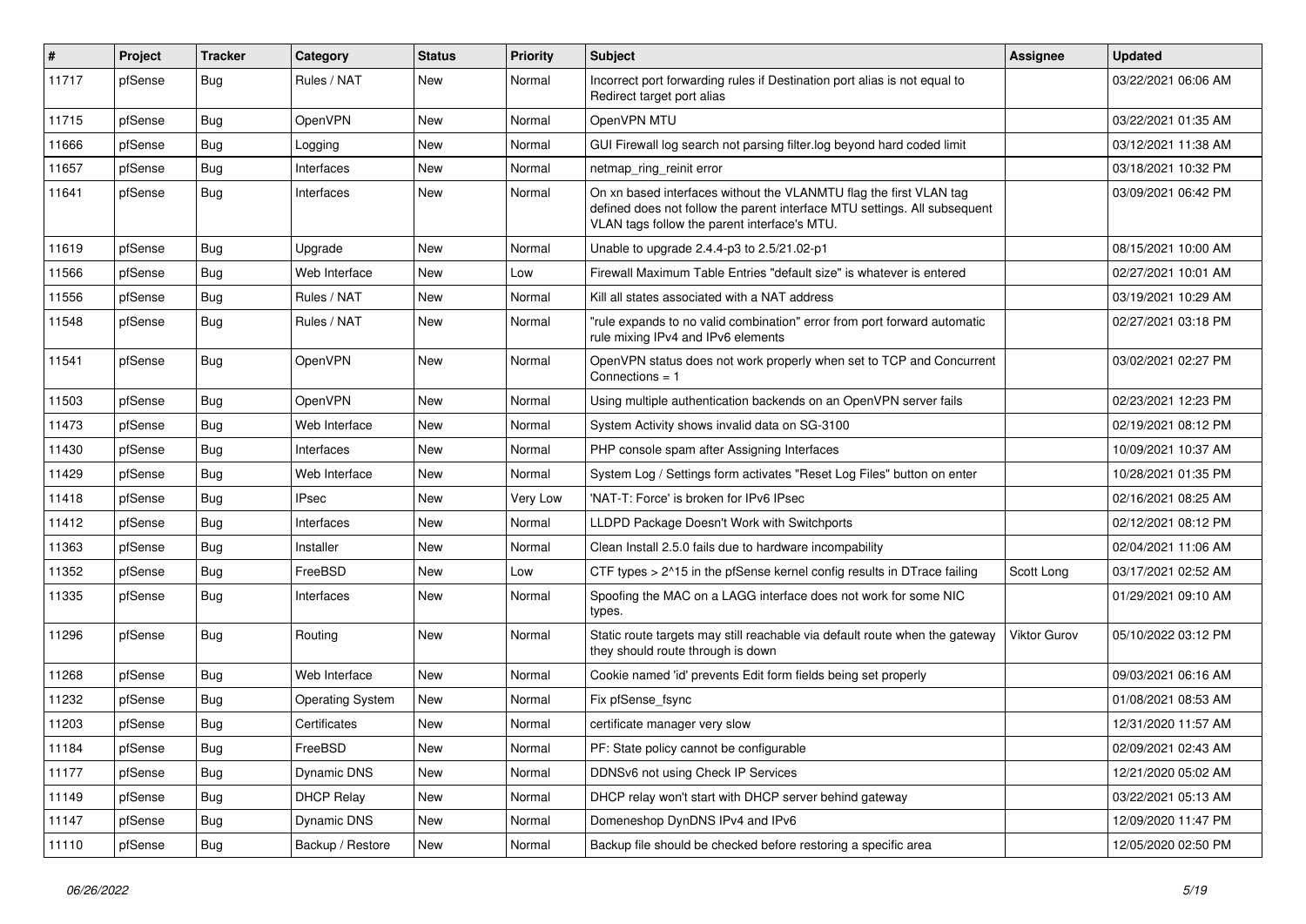| # | Project | Tracker | Category | Status | Priority | Subject | Assignee | Updated |
|---|---|---|---|---|---|---|---|---|
| 11717 | pfSense | Bug | Rules / NAT | New | Normal | Incorrect port forwarding rules if Destination port alias is not equal to Redirect target port alias | | 03/22/2021 06:06 AM |
| 11715 | pfSense | Bug | OpenVPN | New | Normal | OpenVPN MTU | | 03/22/2021 01:35 AM |
| 11666 | pfSense | Bug | Logging | New | Normal | GUI Firewall log search not parsing filter.log beyond hard coded limit | | 03/12/2021 11:38 AM |
| 11657 | pfSense | Bug | Interfaces | New | Normal | netmap_ring_reinit error | | 03/18/2021 10:32 PM |
| 11641 | pfSense | Bug | Interfaces | New | Normal | On xn based interfaces without the VLANMTU flag the first VLAN tag defined does not follow the parent interface MTU settings. All subsequent VLAN tags follow the parent interface's MTU. | | 03/09/2021 06:42 PM |
| 11619 | pfSense | Bug | Upgrade | New | Normal | Unable to upgrade 2.4.4-p3 to 2.5/21.02-p1 | | 08/15/2021 10:00 AM |
| 11566 | pfSense | Bug | Web Interface | New | Low | Firewall Maximum Table Entries "default size" is whatever is entered | | 02/27/2021 10:01 AM |
| 11556 | pfSense | Bug | Rules / NAT | New | Normal | Kill all states associated with a NAT address | | 03/19/2021 10:29 AM |
| 11548 | pfSense | Bug | Rules / NAT | New | Normal | "rule expands to no valid combination" error from port forward automatic rule mixing IPv4 and IPv6 elements | | 02/27/2021 03:18 PM |
| 11541 | pfSense | Bug | OpenVPN | New | Normal | OpenVPN status does not work properly when set to TCP and Concurrent Connections = 1 | | 03/02/2021 02:27 PM |
| 11503 | pfSense | Bug | OpenVPN | New | Normal | Using multiple authentication backends on an OpenVPN server fails | | 02/23/2021 12:23 PM |
| 11473 | pfSense | Bug | Web Interface | New | Normal | System Activity shows invalid data on SG-3100 | | 02/19/2021 08:12 PM |
| 11430 | pfSense | Bug | Interfaces | New | Normal | PHP console spam after Assigning Interfaces | | 10/09/2021 10:37 AM |
| 11429 | pfSense | Bug | Web Interface | New | Normal | System Log / Settings form activates "Reset Log Files" button on enter | | 10/28/2021 01:35 PM |
| 11418 | pfSense | Bug | IPsec | New | Very Low | 'NAT-T: Force' is broken for IPv6 IPsec | | 02/16/2021 08:25 AM |
| 11412 | pfSense | Bug | Interfaces | New | Normal | LLDPD Package Doesn't Work with Switchports | | 02/12/2021 08:12 PM |
| 11363 | pfSense | Bug | Installer | New | Normal | Clean Install 2.5.0 fails due to hardware incompability | | 02/04/2021 11:06 AM |
| 11352 | pfSense | Bug | FreeBSD | New | Low | CTF types > 2^15 in the pfSense kernel config results in DTrace failing | Scott Long | 03/17/2021 02:52 AM |
| 11335 | pfSense | Bug | Interfaces | New | Normal | Spoofing the MAC on a LAGG interface does not work for some NIC types. | | 01/29/2021 09:10 AM |
| 11296 | pfSense | Bug | Routing | New | Normal | Static route targets may still reachable via default route when the gateway they should route through is down | Viktor Gurov | 05/10/2022 03:12 PM |
| 11268 | pfSense | Bug | Web Interface | New | Normal | Cookie named 'id' prevents Edit form fields being set properly | | 09/03/2021 06:16 AM |
| 11232 | pfSense | Bug | Operating System | New | Normal | Fix pfSense_fsync | | 01/08/2021 08:53 AM |
| 11203 | pfSense | Bug | Certificates | New | Normal | certificate manager very slow | | 12/31/2020 11:57 AM |
| 11184 | pfSense | Bug | FreeBSD | New | Normal | PF: State policy cannot be configurable | | 02/09/2021 02:43 AM |
| 11177 | pfSense | Bug | Dynamic DNS | New | Normal | DDNSv6 not using Check IP Services | | 12/21/2020 05:02 AM |
| 11149 | pfSense | Bug | DHCP Relay | New | Normal | DHCP relay won't start with DHCP server behind gateway | | 03/22/2021 05:13 AM |
| 11147 | pfSense | Bug | Dynamic DNS | New | Normal | Domeneshop DynDNS IPv4 and IPv6 | | 12/09/2020 11:47 PM |
| 11110 | pfSense | Bug | Backup / Restore | New | Normal | Backup file should be checked before restoring a specific area | | 12/05/2020 02:50 PM |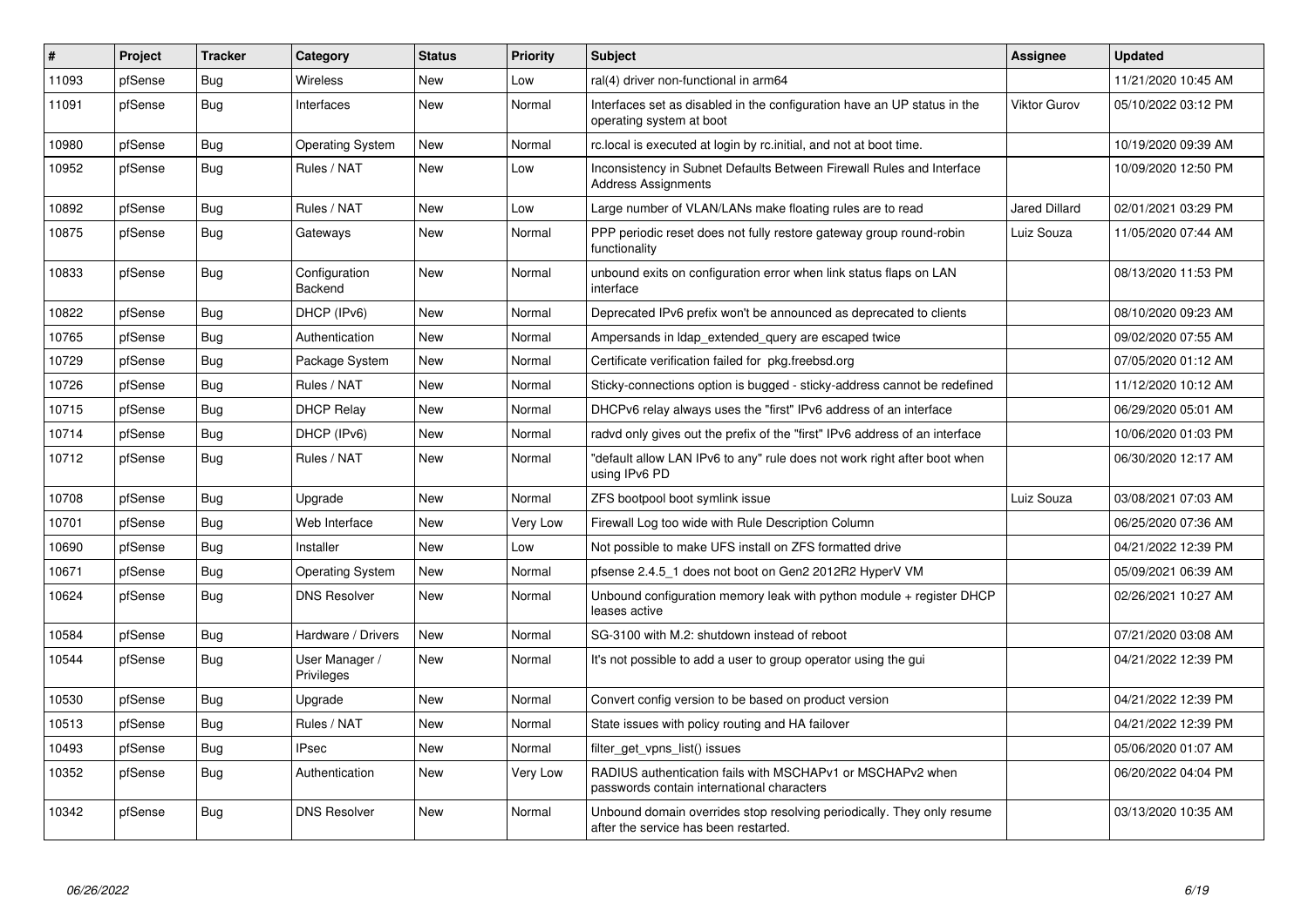| # | Project | Tracker | Category | Status | Priority | Subject | Assignee | Updated |
|---|---|---|---|---|---|---|---|---|
| 11093 | pfSense | Bug | Wireless | New | Low | ral(4) driver non-functional in arm64 | | 11/21/2020 10:45 AM |
| 11091 | pfSense | Bug | Interfaces | New | Normal | Interfaces set as disabled in the configuration have an UP status in the operating system at boot | Viktor Gurov | 05/10/2022 03:12 PM |
| 10980 | pfSense | Bug | Operating System | New | Normal | rc.local is executed at login by rc.initial, and not at boot time. | | 10/19/2020 09:39 AM |
| 10952 | pfSense | Bug | Rules / NAT | New | Low | Inconsistency in Subnet Defaults Between Firewall Rules and Interface Address Assignments | | 10/09/2020 12:50 PM |
| 10892 | pfSense | Bug | Rules / NAT | New | Low | Large number of VLAN/LANs make floating rules are to read | Jared Dillard | 02/01/2021 03:29 PM |
| 10875 | pfSense | Bug | Gateways | New | Normal | PPP periodic reset does not fully restore gateway group round-robin functionality | Luiz Souza | 11/05/2020 07:44 AM |
| 10833 | pfSense | Bug | Configuration Backend | New | Normal | unbound exits on configuration error when link status flaps on LAN interface | | 08/13/2020 11:53 PM |
| 10822 | pfSense | Bug | DHCP (IPv6) | New | Normal | Deprecated IPv6 prefix won't be announced as deprecated to clients | | 08/10/2020 09:23 AM |
| 10765 | pfSense | Bug | Authentication | New | Normal | Ampersands in ldap_extended_query are escaped twice | | 09/02/2020 07:55 AM |
| 10729 | pfSense | Bug | Package System | New | Normal | Certificate verification failed for pkg.freebsd.org | | 07/05/2020 01:12 AM |
| 10726 | pfSense | Bug | Rules / NAT | New | Normal | Sticky-connections option is bugged - sticky-address cannot be redefined | | 11/12/2020 10:12 AM |
| 10715 | pfSense | Bug | DHCP Relay | New | Normal | DHCPv6 relay always uses the "first" IPv6 address of an interface | | 06/29/2020 05:01 AM |
| 10714 | pfSense | Bug | DHCP (IPv6) | New | Normal | radvd only gives out the prefix of the "first" IPv6 address of an interface | | 10/06/2020 01:03 PM |
| 10712 | pfSense | Bug | Rules / NAT | New | Normal | "default allow LAN IPv6 to any" rule does not work right after boot when using IPv6 PD | | 06/30/2020 12:17 AM |
| 10708 | pfSense | Bug | Upgrade | New | Normal | ZFS bootpool boot symlink issue | Luiz Souza | 03/08/2021 07:03 AM |
| 10701 | pfSense | Bug | Web Interface | New | Very Low | Firewall Log too wide with Rule Description Column | | 06/25/2020 07:36 AM |
| 10690 | pfSense | Bug | Installer | New | Low | Not possible to make UFS install on ZFS formatted drive | | 04/21/2022 12:39 PM |
| 10671 | pfSense | Bug | Operating System | New | Normal | pfsense 2.4.5_1 does not boot on Gen2 2012R2 HyperV VM | | 05/09/2021 06:39 AM |
| 10624 | pfSense | Bug | DNS Resolver | New | Normal | Unbound configuration memory leak with python module + register DHCP leases active | | 02/26/2021 10:27 AM |
| 10584 | pfSense | Bug | Hardware / Drivers | New | Normal | SG-3100 with M.2: shutdown instead of reboot | | 07/21/2020 03:08 AM |
| 10544 | pfSense | Bug | User Manager / Privileges | New | Normal | It's not possible to add a user to group operator using the gui | | 04/21/2022 12:39 PM |
| 10530 | pfSense | Bug | Upgrade | New | Normal | Convert config version to be based on product version | | 04/21/2022 12:39 PM |
| 10513 | pfSense | Bug | Rules / NAT | New | Normal | State issues with policy routing and HA failover | | 04/21/2022 12:39 PM |
| 10493 | pfSense | Bug | IPsec | New | Normal | filter_get_vpns_list() issues | | 05/06/2020 01:07 AM |
| 10352 | pfSense | Bug | Authentication | New | Very Low | RADIUS authentication fails with MSCHAPv1 or MSCHAPv2 when passwords contain international characters | | 06/20/2022 04:04 PM |
| 10342 | pfSense | Bug | DNS Resolver | New | Normal | Unbound domain overrides stop resolving periodically. They only resume after the service has been restarted. | | 03/13/2020 10:35 AM |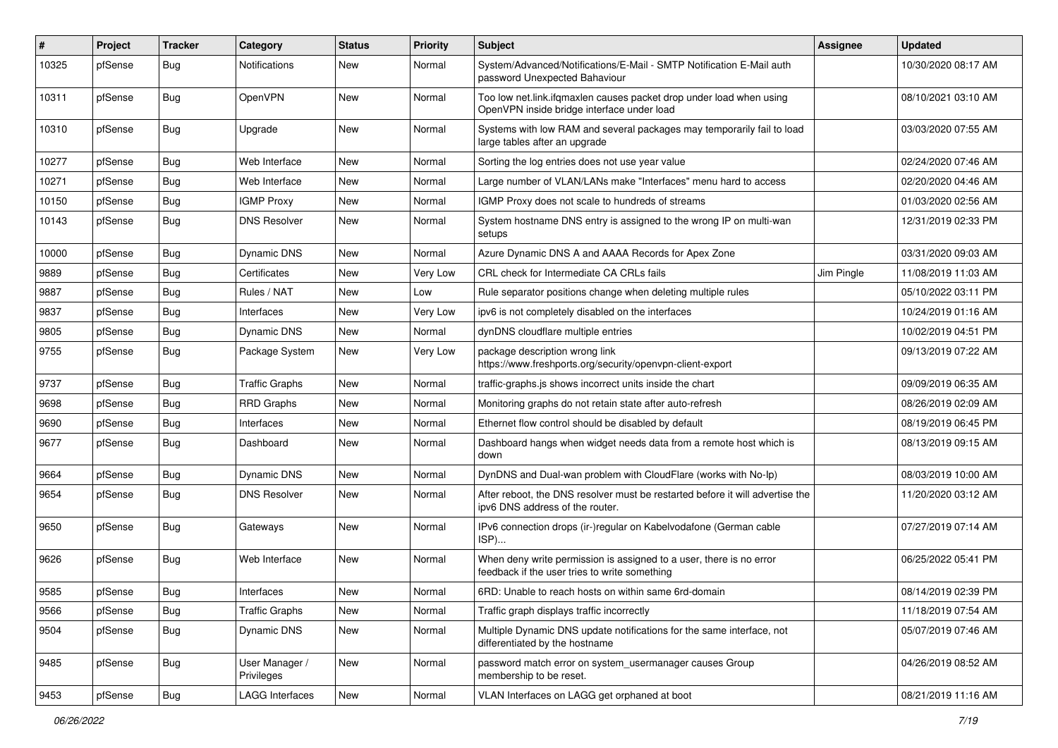| # | Project | Tracker | Category | Status | Priority | Subject | Assignee | Updated |
|---|---|---|---|---|---|---|---|---|
| 10325 | pfSense | Bug | Notifications | New | Normal | System/Advanced/Notifications/E-Mail - SMTP Notification E-Mail auth password Unexpected Bahaviour | | 10/30/2020 08:17 AM |
| 10311 | pfSense | Bug | OpenVPN | New | Normal | Too low net.link.ifqmaxlen causes packet drop under load when using OpenVPN inside bridge interface under load | | 08/10/2021 03:10 AM |
| 10310 | pfSense | Bug | Upgrade | New | Normal | Systems with low RAM and several packages may temporarily fail to load large tables after an upgrade | | 03/03/2020 07:55 AM |
| 10277 | pfSense | Bug | Web Interface | New | Normal | Sorting the log entries does not use year value | | 02/24/2020 07:46 AM |
| 10271 | pfSense | Bug | Web Interface | New | Normal | Large number of VLAN/LANs make "Interfaces" menu hard to access | | 02/20/2020 04:46 AM |
| 10150 | pfSense | Bug | IGMP Proxy | New | Normal | IGMP Proxy does not scale to hundreds of streams | | 01/03/2020 02:56 AM |
| 10143 | pfSense | Bug | DNS Resolver | New | Normal | System hostname DNS entry is assigned to the wrong IP on multi-wan setups | | 12/31/2019 02:33 PM |
| 10000 | pfSense | Bug | Dynamic DNS | New | Normal | Azure Dynamic DNS A and AAAA Records for Apex Zone | | 03/31/2020 09:03 AM |
| 9889 | pfSense | Bug | Certificates | New | Very Low | CRL check for Intermediate CA CRLs fails | Jim Pingle | 11/08/2019 11:03 AM |
| 9887 | pfSense | Bug | Rules / NAT | New | Low | Rule separator positions change when deleting multiple rules | | 05/10/2022 03:11 PM |
| 9837 | pfSense | Bug | Interfaces | New | Very Low | ipv6 is not completely disabled on the interfaces | | 10/24/2019 01:16 AM |
| 9805 | pfSense | Bug | Dynamic DNS | New | Normal | dynDNS cloudflare multiple entries | | 10/02/2019 04:51 PM |
| 9755 | pfSense | Bug | Package System | New | Very Low | package description wrong link https://www.freshports.org/security/openvpn-client-export | | 09/13/2019 07:22 AM |
| 9737 | pfSense | Bug | Traffic Graphs | New | Normal | traffic-graphs.js shows incorrect units inside the chart | | 09/09/2019 06:35 AM |
| 9698 | pfSense | Bug | RRD Graphs | New | Normal | Monitoring graphs do not retain state after auto-refresh | | 08/26/2019 02:09 AM |
| 9690 | pfSense | Bug | Interfaces | New | Normal | Ethernet flow control should be disabled by default | | 08/19/2019 06:45 PM |
| 9677 | pfSense | Bug | Dashboard | New | Normal | Dashboard hangs when widget needs data from a remote host which is down | | 08/13/2019 09:15 AM |
| 9664 | pfSense | Bug | Dynamic DNS | New | Normal | DynDNS and Dual-wan problem with CloudFlare (works with No-Ip) | | 08/03/2019 10:00 AM |
| 9654 | pfSense | Bug | DNS Resolver | New | Normal | After reboot, the DNS resolver must be restarted before it will advertise the ipv6 DNS address of the router. | | 11/20/2020 03:12 AM |
| 9650 | pfSense | Bug | Gateways | New | Normal | IPv6 connection drops (ir-)regular on Kabelvodafone (German cable ISP)... | | 07/27/2019 07:14 AM |
| 9626 | pfSense | Bug | Web Interface | New | Normal | When deny write permission is assigned to a user, there is no error feedback if the user tries to write something | | 06/25/2022 05:41 PM |
| 9585 | pfSense | Bug | Interfaces | New | Normal | 6RD: Unable to reach hosts on within same 6rd-domain | | 08/14/2019 02:39 PM |
| 9566 | pfSense | Bug | Traffic Graphs | New | Normal | Traffic graph displays traffic incorrectly | | 11/18/2019 07:54 AM |
| 9504 | pfSense | Bug | Dynamic DNS | New | Normal | Multiple Dynamic DNS update notifications for the same interface, not differentiated by the hostname | | 05/07/2019 07:46 AM |
| 9485 | pfSense | Bug | User Manager / Privileges | New | Normal | password match error on system_usermanager causes Group membership to be reset. | | 04/26/2019 08:52 AM |
| 9453 | pfSense | Bug | LAGG Interfaces | New | Normal | VLAN Interfaces on LAGG get orphaned at boot | | 08/21/2019 11:16 AM |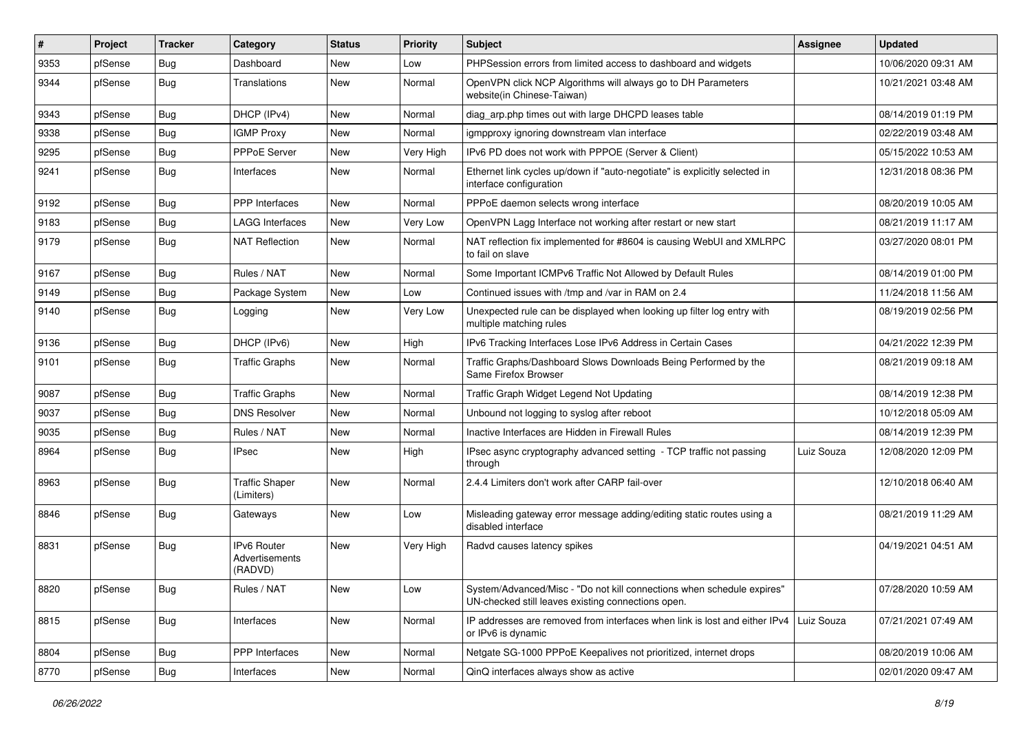| # | Project | Tracker | Category | Status | Priority | Subject | Assignee | Updated |
|---|---|---|---|---|---|---|---|---|
| 9353 | pfSense | Bug | Dashboard | New | Low | PHPSession errors from limited access to dashboard and widgets | | 10/06/2020 09:31 AM |
| 9344 | pfSense | Bug | Translations | New | Normal | OpenVPN click NCP Algorithms will always go to DH Parameters website(in Chinese-Taiwan) | | 10/21/2021 03:48 AM |
| 9343 | pfSense | Bug | DHCP (IPv4) | New | Normal | diag_arp.php times out with large DHCPD leases table | | 08/14/2019 01:19 PM |
| 9338 | pfSense | Bug | IGMP Proxy | New | Normal | igmpproxy ignoring downstream vlan interface | | 02/22/2019 03:48 AM |
| 9295 | pfSense | Bug | PPPoE Server | New | Very High | IPv6 PD does not work with PPPOE (Server & Client) | | 05/15/2022 10:53 AM |
| 9241 | pfSense | Bug | Interfaces | New | Normal | Ethernet link cycles up/down if "auto-negotiate" is explicitly selected in interface configuration | | 12/31/2018 08:36 PM |
| 9192 | pfSense | Bug | PPP Interfaces | New | Normal | PPPoE daemon selects wrong interface | | 08/20/2019 10:05 AM |
| 9183 | pfSense | Bug | LAGG Interfaces | New | Very Low | OpenVPN Lagg Interface not working after restart or new start | | 08/21/2019 11:17 AM |
| 9179 | pfSense | Bug | NAT Reflection | New | Normal | NAT reflection fix implemented for #8604 is causing WebUI and XMLRPC to fail on slave | | 03/27/2020 08:01 PM |
| 9167 | pfSense | Bug | Rules / NAT | New | Normal | Some Important ICMPv6 Traffic Not Allowed by Default Rules | | 08/14/2019 01:00 PM |
| 9149 | pfSense | Bug | Package System | New | Low | Continued issues with /tmp and /var in RAM on 2.4 | | 11/24/2018 11:56 AM |
| 9140 | pfSense | Bug | Logging | New | Very Low | Unexpected rule can be displayed when looking up filter log entry with multiple matching rules | | 08/19/2019 02:56 PM |
| 9136 | pfSense | Bug | DHCP (IPv6) | New | High | IPv6 Tracking Interfaces Lose IPv6 Address in Certain Cases | | 04/21/2022 12:39 PM |
| 9101 | pfSense | Bug | Traffic Graphs | New | Normal | Traffic Graphs/Dashboard Slows Downloads Being Performed by the Same Firefox Browser | | 08/21/2019 09:18 AM |
| 9087 | pfSense | Bug | Traffic Graphs | New | Normal | Traffic Graph Widget Legend Not Updating | | 08/14/2019 12:38 PM |
| 9037 | pfSense | Bug | DNS Resolver | New | Normal | Unbound not logging to syslog after reboot | | 10/12/2018 05:09 AM |
| 9035 | pfSense | Bug | Rules / NAT | New | Normal | Inactive Interfaces are Hidden in Firewall Rules | | 08/14/2019 12:39 PM |
| 8964 | pfSense | Bug | IPsec | New | High | IPsec async cryptography advanced setting - TCP traffic not passing through | Luiz Souza | 12/08/2020 12:09 PM |
| 8963 | pfSense | Bug | Traffic Shaper (Limiters) | New | Normal | 2.4.4 Limiters don't work after CARP fail-over | | 12/10/2018 06:40 AM |
| 8846 | pfSense | Bug | Gateways | New | Low | Misleading gateway error message adding/editing static routes using a disabled interface | | 08/21/2019 11:29 AM |
| 8831 | pfSense | Bug | IPv6 Router Advertisements (RADVD) | New | Very High | Radvd causes latency spikes | | 04/19/2021 04:51 AM |
| 8820 | pfSense | Bug | Rules / NAT | New | Low | System/Advanced/Misc - "Do not kill connections when schedule expires" UN-checked still leaves existing connections open. | | 07/28/2020 10:59 AM |
| 8815 | pfSense | Bug | Interfaces | New | Normal | IP addresses are removed from interfaces when link is lost and either IPv4 or IPv6 is dynamic | Luiz Souza | 07/21/2021 07:49 AM |
| 8804 | pfSense | Bug | PPP Interfaces | New | Normal | Netgate SG-1000 PPPoE Keepalives not prioritized, internet drops | | 08/20/2019 10:06 AM |
| 8770 | pfSense | Bug | Interfaces | New | Normal | QinQ interfaces always show as active | | 02/01/2020 09:47 AM |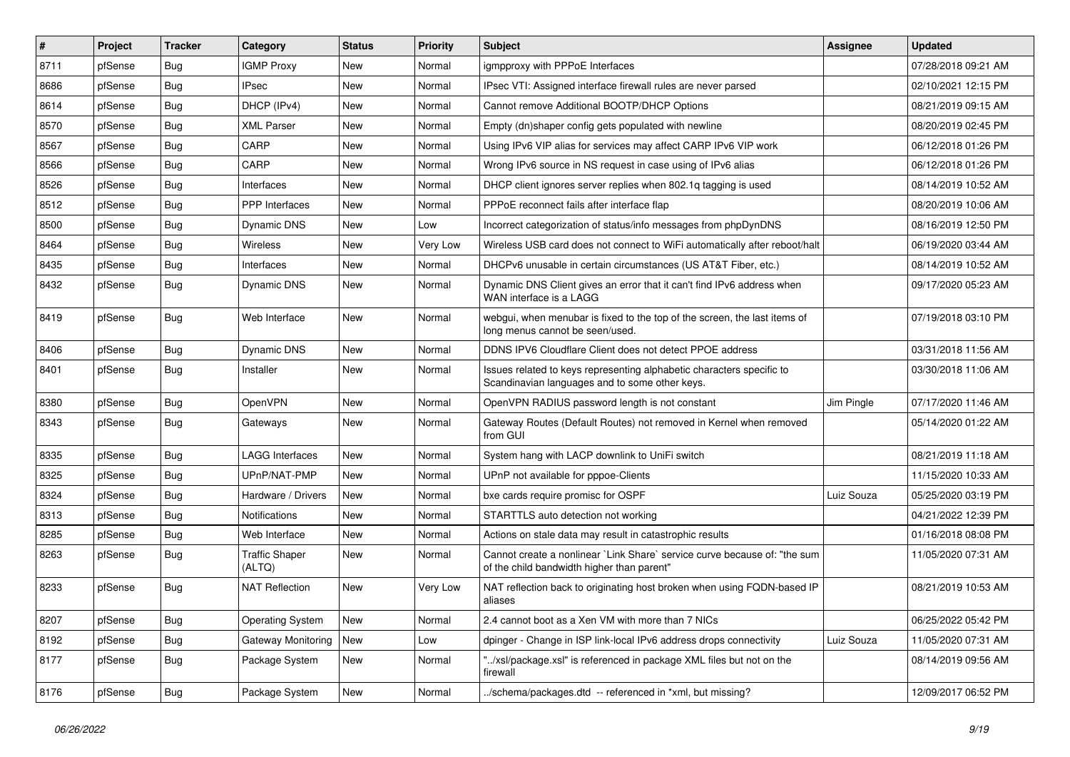| # | Project | Tracker | Category | Status | Priority | Subject | Assignee | Updated |
|---|---|---|---|---|---|---|---|---|
| 8711 | pfSense | Bug | IGMP Proxy | New | Normal | igmpproxy with PPPoE Interfaces | | 07/28/2018 09:21 AM |
| 8686 | pfSense | Bug | IPsec | New | Normal | IPsec VTI: Assigned interface firewall rules are never parsed | | 02/10/2021 12:15 PM |
| 8614 | pfSense | Bug | DHCP (IPv4) | New | Normal | Cannot remove Additional BOOTP/DHCP Options | | 08/21/2019 09:15 AM |
| 8570 | pfSense | Bug | XML Parser | New | Normal | Empty (dn)shaper config gets populated with newline | | 08/20/2019 02:45 PM |
| 8567 | pfSense | Bug | CARP | New | Normal | Using IPv6 VIP alias for services may affect CARP IPv6 VIP work | | 06/12/2018 01:26 PM |
| 8566 | pfSense | Bug | CARP | New | Normal | Wrong IPv6 source in NS request in case using of IPv6 alias | | 06/12/2018 01:26 PM |
| 8526 | pfSense | Bug | Interfaces | New | Normal | DHCP client ignores server replies when 802.1q tagging is used | | 08/14/2019 10:52 AM |
| 8512 | pfSense | Bug | PPP Interfaces | New | Normal | PPPoE reconnect fails after interface flap | | 08/20/2019 10:06 AM |
| 8500 | pfSense | Bug | Dynamic DNS | New | Low | Incorrect categorization of status/info messages from phpDynDNS | | 08/16/2019 12:50 PM |
| 8464 | pfSense | Bug | Wireless | New | Very Low | Wireless USB card does not connect to WiFi automatically after reboot/halt | | 06/19/2020 03:44 AM |
| 8435 | pfSense | Bug | Interfaces | New | Normal | DHCPv6 unusable in certain circumstances (US AT&T Fiber, etc.) | | 08/14/2019 10:52 AM |
| 8432 | pfSense | Bug | Dynamic DNS | New | Normal | Dynamic DNS Client gives an error that it can't find IPv6 address when WAN interface is a LAGG | | 09/17/2020 05:23 AM |
| 8419 | pfSense | Bug | Web Interface | New | Normal | webgui, when menubar is fixed to the top of the screen, the last items of long menus cannot be seen/used. | | 07/19/2018 03:10 PM |
| 8406 | pfSense | Bug | Dynamic DNS | New | Normal | DDNS IPV6 Cloudflare Client does not detect PPOE address | | 03/31/2018 11:56 AM |
| 8401 | pfSense | Bug | Installer | New | Normal | Issues related to keys representing alphabetic characters specific to Scandinavian languages and to some other keys. | | 03/30/2018 11:06 AM |
| 8380 | pfSense | Bug | OpenVPN | New | Normal | OpenVPN RADIUS password length is not constant | Jim Pingle | 07/17/2020 11:46 AM |
| 8343 | pfSense | Bug | Gateways | New | Normal | Gateway Routes (Default Routes) not removed in Kernel when removed from GUI | | 05/14/2020 01:22 AM |
| 8335 | pfSense | Bug | LAGG Interfaces | New | Normal | System hang with LACP downlink to UniFi switch | | 08/21/2019 11:18 AM |
| 8325 | pfSense | Bug | UPnP/NAT-PMP | New | Normal | UPnP not available for pppoe-Clients | | 11/15/2020 10:33 AM |
| 8324 | pfSense | Bug | Hardware / Drivers | New | Normal | bxe cards require promisc for OSPF | Luiz Souza | 05/25/2020 03:19 PM |
| 8313 | pfSense | Bug | Notifications | New | Normal | STARTTLS auto detection not working | | 04/21/2022 12:39 PM |
| 8285 | pfSense | Bug | Web Interface | New | Normal | Actions on stale data may result in catastrophic results | | 01/16/2018 08:08 PM |
| 8263 | pfSense | Bug | Traffic Shaper (ALTQ) | New | Normal | Cannot create a nonlinear `Link Share` service curve because of: "the sum of the child bandwidth higher than parent" | | 11/05/2020 07:31 AM |
| 8233 | pfSense | Bug | NAT Reflection | New | Very Low | NAT reflection back to originating host broken when using FQDN-based IP aliases | | 08/21/2019 10:53 AM |
| 8207 | pfSense | Bug | Operating System | New | Normal | 2.4 cannot boot as a Xen VM with more than 7 NICs | | 06/25/2022 05:42 PM |
| 8192 | pfSense | Bug | Gateway Monitoring | New | Low | dpinger - Change in ISP link-local IPv6 address drops connectivity | Luiz Souza | 11/05/2020 07:31 AM |
| 8177 | pfSense | Bug | Package System | New | Normal | "../xsl/package.xsl" is referenced in package XML files but not on the firewall | | 08/14/2019 09:56 AM |
| 8176 | pfSense | Bug | Package System | New | Normal | ../schema/packages.dtd -- referenced in *xml, but missing? | | 12/09/2017 06:52 PM |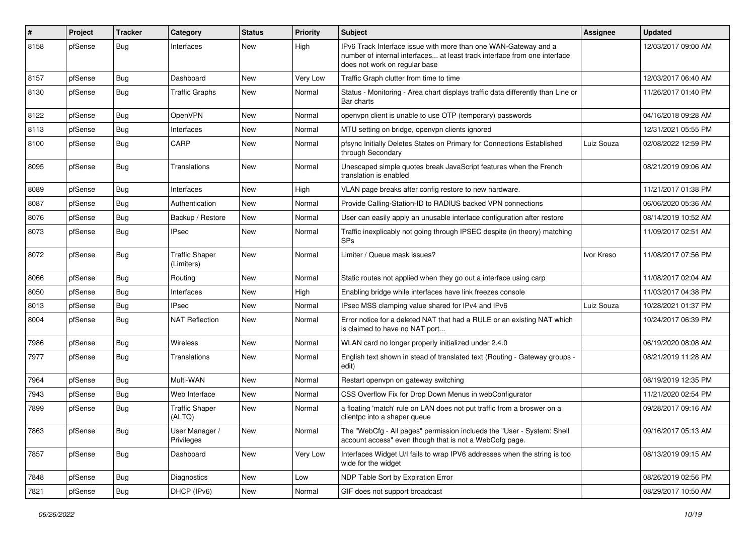| # | Project | Tracker | Category | Status | Priority | Subject | Assignee | Updated |
|---|---|---|---|---|---|---|---|---|
| 8158 | pfSense | Bug | Interfaces | New | High | IPv6 Track Interface issue with more than one WAN-Gateway and a number of internal interfaces... at least track interface from one interface does not work on regular base | | 12/03/2017 09:00 AM |
| 8157 | pfSense | Bug | Dashboard | New | Very Low | Traffic Graph clutter from time to time | | 12/03/2017 06:40 AM |
| 8130 | pfSense | Bug | Traffic Graphs | New | Normal | Status - Monitoring - Area chart displays traffic data differently than Line or Bar charts | | 11/26/2017 01:40 PM |
| 8122 | pfSense | Bug | OpenVPN | New | Normal | openvpn client is unable to use OTP (temporary) passwords | | 04/16/2018 09:28 AM |
| 8113 | pfSense | Bug | Interfaces | New | Normal | MTU setting on bridge, openvpn clients ignored | | 12/31/2021 05:55 PM |
| 8100 | pfSense | Bug | CARP | New | Normal | pfsync Initially Deletes States on Primary for Connections Established through Secondary | Luiz Souza | 02/08/2022 12:59 PM |
| 8095 | pfSense | Bug | Translations | New | Normal | Unescaped simple quotes break JavaScript features when the French translation is enabled | | 08/21/2019 09:06 AM |
| 8089 | pfSense | Bug | Interfaces | New | High | VLAN page breaks after config restore to new hardware. | | 11/21/2017 01:38 PM |
| 8087 | pfSense | Bug | Authentication | New | Normal | Provide Calling-Station-ID to RADIUS backed VPN connections | | 06/06/2020 05:36 AM |
| 8076 | pfSense | Bug | Backup / Restore | New | Normal | User can easily apply an unusable interface configuration after restore | | 08/14/2019 10:52 AM |
| 8073 | pfSense | Bug | IPsec | New | Normal | Traffic inexplicably not going through IPSEC despite (in theory) matching SPs | | 11/09/2017 02:51 AM |
| 8072 | pfSense | Bug | Traffic Shaper (Limiters) | New | Normal | Limiter / Queue mask issues? | Ivor Kreso | 11/08/2017 07:56 PM |
| 8066 | pfSense | Bug | Routing | New | Normal | Static routes not applied when they go out a interface using carp | | 11/08/2017 02:04 AM |
| 8050 | pfSense | Bug | Interfaces | New | High | Enabling bridge while interfaces have link freezes console | | 11/03/2017 04:38 PM |
| 8013 | pfSense | Bug | IPsec | New | Normal | IPsec MSS clamping value shared for IPv4 and IPv6 | Luiz Souza | 10/28/2021 01:37 PM |
| 8004 | pfSense | Bug | NAT Reflection | New | Normal | Error notice for a deleted NAT that had a RULE or an existing NAT which is claimed to have no NAT port... | | 10/24/2017 06:39 PM |
| 7986 | pfSense | Bug | Wireless | New | Normal | WLAN card no longer properly initialized under 2.4.0 | | 06/19/2020 08:08 AM |
| 7977 | pfSense | Bug | Translations | New | Normal | English text shown in stead of translated text (Routing - Gateway groups - edit) | | 08/21/2019 11:28 AM |
| 7964 | pfSense | Bug | Multi-WAN | New | Normal | Restart openvpn on gateway switching | | 08/19/2019 12:35 PM |
| 7943 | pfSense | Bug | Web Interface | New | Normal | CSS Overflow Fix for Drop Down Menus in webConfigurator | | 11/21/2020 02:54 PM |
| 7899 | pfSense | Bug | Traffic Shaper (ALTQ) | New | Normal | a floating 'match' rule on LAN does not put traffic from a broswer on a clientpc into a shaper queue | | 09/28/2017 09:16 AM |
| 7863 | pfSense | Bug | User Manager / Privileges | New | Normal | The "WebCfg - All pages" permission inclueds the "User - System: Shell account access" even though that is not a WebCofg page. | | 09/16/2017 05:13 AM |
| 7857 | pfSense | Bug | Dashboard | New | Very Low | Interfaces Widget U/I fails to wrap IPV6 addresses when the string is too wide for the widget | | 08/13/2019 09:15 AM |
| 7848 | pfSense | Bug | Diagnostics | New | Low | NDP Table Sort by Expiration Error | | 08/26/2019 02:56 PM |
| 7821 | pfSense | Bug | DHCP (IPv6) | New | Normal | GIF does not support broadcast | | 08/29/2017 10:50 AM |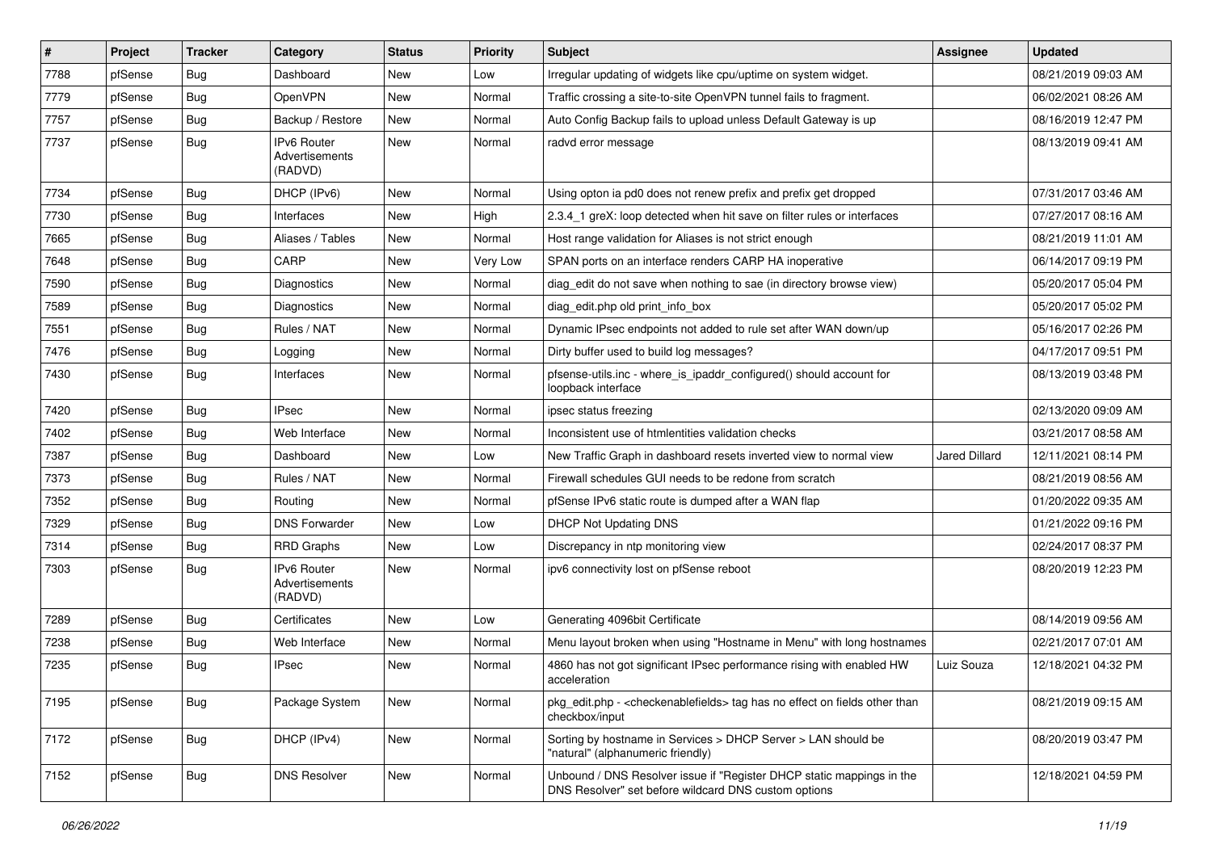| # | Project | Tracker | Category | Status | Priority | Subject | Assignee | Updated |
| --- | --- | --- | --- | --- | --- | --- | --- | --- |
| 7788 | pfSense | Bug | Dashboard | New | Low | Irregular updating of widgets like cpu/uptime on system widget. | | 08/21/2019 09:03 AM |
| 7779 | pfSense | Bug | OpenVPN | New | Normal | Traffic crossing a site-to-site OpenVPN tunnel fails to fragment. | | 06/02/2021 08:26 AM |
| 7757 | pfSense | Bug | Backup / Restore | New | Normal | Auto Config Backup fails to upload unless Default Gateway is up | | 08/16/2019 12:47 PM |
| 7737 | pfSense | Bug | IPv6 Router Advertisements (RADVD) | New | Normal | radvd error message | | 08/13/2019 09:41 AM |
| 7734 | pfSense | Bug | DHCP (IPv6) | New | Normal | Using opton ia pd0 does not renew prefix and prefix get dropped | | 07/31/2017 03:46 AM |
| 7730 | pfSense | Bug | Interfaces | New | High | 2.3.4_1 greX: loop detected when hit save on filter rules or interfaces | | 07/27/2017 08:16 AM |
| 7665 | pfSense | Bug | Aliases / Tables | New | Normal | Host range validation for Aliases is not strict enough | | 08/21/2019 11:01 AM |
| 7648 | pfSense | Bug | CARP | New | Very Low | SPAN ports on an interface renders CARP HA inoperative | | 06/14/2017 09:19 PM |
| 7590 | pfSense | Bug | Diagnostics | New | Normal | diag_edit do not save when nothing to sae (in directory browse view) | | 05/20/2017 05:04 PM |
| 7589 | pfSense | Bug | Diagnostics | New | Normal | diag_edit.php old print_info_box | | 05/20/2017 05:02 PM |
| 7551 | pfSense | Bug | Rules / NAT | New | Normal | Dynamic IPsec endpoints not added to rule set after WAN down/up | | 05/16/2017 02:26 PM |
| 7476 | pfSense | Bug | Logging | New | Normal | Dirty buffer used to build log messages? | | 04/17/2017 09:51 PM |
| 7430 | pfSense | Bug | Interfaces | New | Normal | pfsense-utils.inc - where_is_ipaddr_configured() should account for loopback interface | | 08/13/2019 03:48 PM |
| 7420 | pfSense | Bug | IPsec | New | Normal | ipsec status freezing | | 02/13/2020 09:09 AM |
| 7402 | pfSense | Bug | Web Interface | New | Normal | Inconsistent use of htmlentities validation checks | | 03/21/2017 08:58 AM |
| 7387 | pfSense | Bug | Dashboard | New | Low | New Traffic Graph in dashboard resets inverted view to normal view | Jared Dillard | 12/11/2021 08:14 PM |
| 7373 | pfSense | Bug | Rules / NAT | New | Normal | Firewall schedules GUI needs to be redone from scratch | | 08/21/2019 08:56 AM |
| 7352 | pfSense | Bug | Routing | New | Normal | pfSense IPv6 static route is dumped after a WAN flap | | 01/20/2022 09:35 AM |
| 7329 | pfSense | Bug | DNS Forwarder | New | Low | DHCP Not Updating DNS | | 01/21/2022 09:16 PM |
| 7314 | pfSense | Bug | RRD Graphs | New | Low | Discrepancy in ntp monitoring view | | 02/24/2017 08:37 PM |
| 7303 | pfSense | Bug | IPv6 Router Advertisements (RADVD) | New | Normal | ipv6 connectivity lost on pfSense reboot | | 08/20/2019 12:23 PM |
| 7289 | pfSense | Bug | Certificates | New | Low | Generating 4096bit Certificate | | 08/14/2019 09:56 AM |
| 7238 | pfSense | Bug | Web Interface | New | Normal | Menu layout broken when using "Hostname in Menu" with long hostnames | | 02/21/2017 07:01 AM |
| 7235 | pfSense | Bug | IPsec | New | Normal | 4860 has not got significant IPsec performance rising with enabled HW acceleration | Luiz Souza | 12/18/2021 04:32 PM |
| 7195 | pfSense | Bug | Package System | New | Normal | pkg_edit.php - <checkenablefields> tag has no effect on fields other than checkbox/input | | 08/21/2019 09:15 AM |
| 7172 | pfSense | Bug | DHCP (IPv4) | New | Normal | Sorting by hostname in Services > DHCP Server > LAN should be "natural" (alphanumeric friendly) | | 08/20/2019 03:47 PM |
| 7152 | pfSense | Bug | DNS Resolver | New | Normal | Unbound / DNS Resolver issue if "Register DHCP static mappings in the DNS Resolver" set before wildcard DNS custom options | | 12/18/2021 04:59 PM |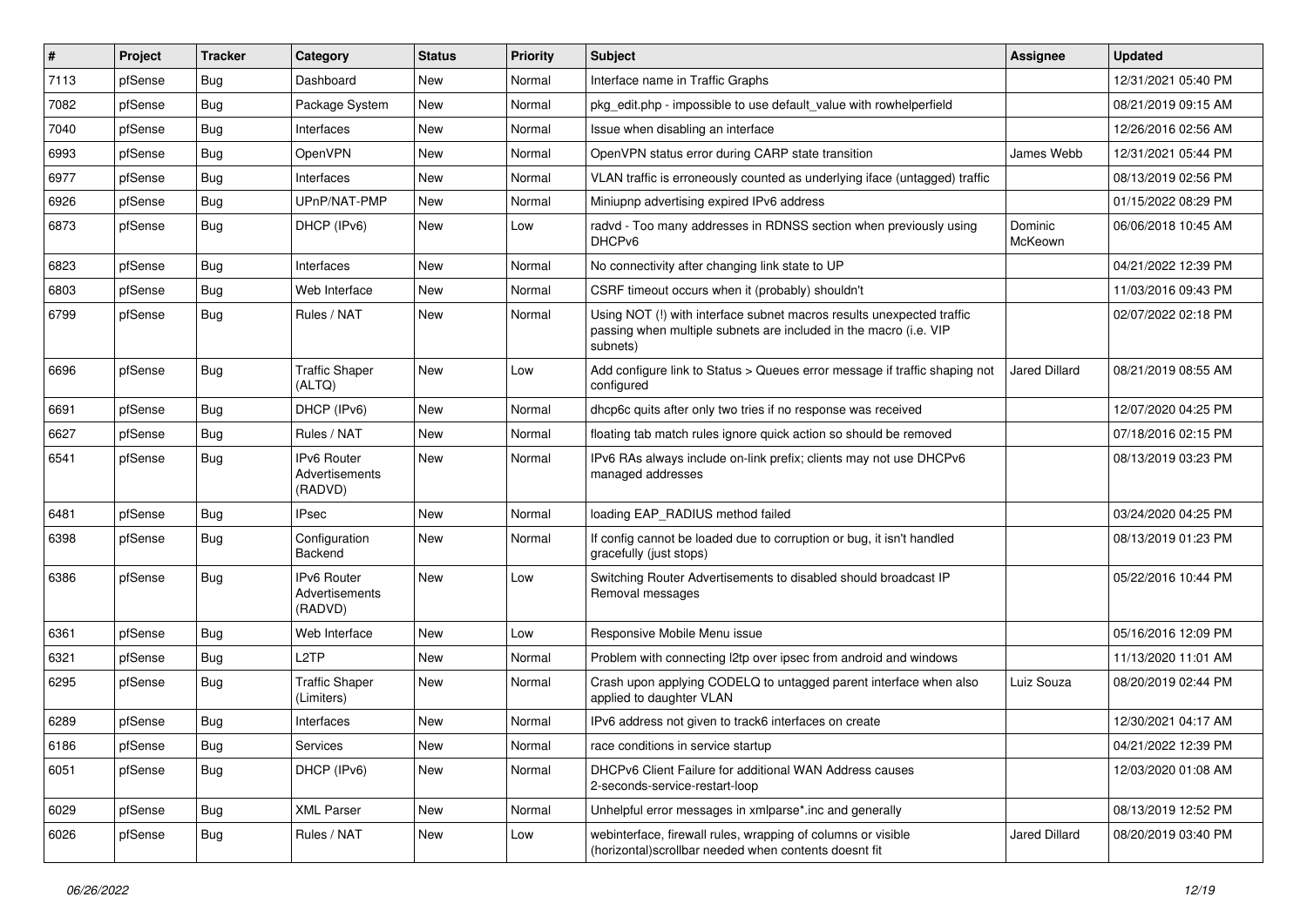| # | Project | Tracker | Category | Status | Priority | Subject | Assignee | Updated |
|---|---|---|---|---|---|---|---|---|
| 7113 | pfSense | Bug | Dashboard | New | Normal | Interface name in Traffic Graphs | | 12/31/2021 05:40 PM |
| 7082 | pfSense | Bug | Package System | New | Normal | pkg_edit.php - impossible to use default_value with rowhelperfield | | 08/21/2019 09:15 AM |
| 7040 | pfSense | Bug | Interfaces | New | Normal | Issue when disabling an interface | | 12/26/2016 02:56 AM |
| 6993 | pfSense | Bug | OpenVPN | New | Normal | OpenVPN status error during CARP state transition | James Webb | 12/31/2021 05:44 PM |
| 6977 | pfSense | Bug | Interfaces | New | Normal | VLAN traffic is erroneously counted as underlying iface (untagged) traffic | | 08/13/2019 02:56 PM |
| 6926 | pfSense | Bug | UPnP/NAT-PMP | New | Normal | Miniupnp advertising expired IPv6 address | | 01/15/2022 08:29 PM |
| 6873 | pfSense | Bug | DHCP (IPv6) | New | Low | radvd - Too many addresses in RDNSS section when previously using DHCPv6 | Dominic McKeown | 06/06/2018 10:45 AM |
| 6823 | pfSense | Bug | Interfaces | New | Normal | No connectivity after changing link state to UP | | 04/21/2022 12:39 PM |
| 6803 | pfSense | Bug | Web Interface | New | Normal | CSRF timeout occurs when it (probably) shouldn't | | 11/03/2016 09:43 PM |
| 6799 | pfSense | Bug | Rules / NAT | New | Normal | Using NOT (!) with interface subnet macros results unexpected traffic passing when multiple subnets are included in the macro (i.e. VIP subnets) | | 02/07/2022 02:18 PM |
| 6696 | pfSense | Bug | Traffic Shaper (ALTQ) | New | Low | Add configure link to Status > Queues error message if traffic shaping not configured | Jared Dillard | 08/21/2019 08:55 AM |
| 6691 | pfSense | Bug | DHCP (IPv6) | New | Normal | dhcp6c quits after only two tries if no response was received | | 12/07/2020 04:25 PM |
| 6627 | pfSense | Bug | Rules / NAT | New | Normal | floating tab match rules ignore quick action so should be removed | | 07/18/2016 02:15 PM |
| 6541 | pfSense | Bug | IPv6 Router Advertisements (RADVD) | New | Normal | IPv6 RAs always include on-link prefix; clients may not use DHCPv6 managed addresses | | 08/13/2019 03:23 PM |
| 6481 | pfSense | Bug | IPsec | New | Normal | loading EAP_RADIUS method failed | | 03/24/2020 04:25 PM |
| 6398 | pfSense | Bug | Configuration Backend | New | Normal | If config cannot be loaded due to corruption or bug, it isn't handled gracefully (just stops) | | 08/13/2019 01:23 PM |
| 6386 | pfSense | Bug | IPv6 Router Advertisements (RADVD) | New | Low | Switching Router Advertisements to disabled should broadcast IP Removal messages | | 05/22/2016 10:44 PM |
| 6361 | pfSense | Bug | Web Interface | New | Low | Responsive Mobile Menu issue | | 05/16/2016 12:09 PM |
| 6321 | pfSense | Bug | L2TP | New | Normal | Problem with connecting l2tp over ipsec from android and windows | | 11/13/2020 11:01 AM |
| 6295 | pfSense | Bug | Traffic Shaper (Limiters) | New | Normal | Crash upon applying CODELQ to untagged parent interface when also applied to daughter VLAN | Luiz Souza | 08/20/2019 02:44 PM |
| 6289 | pfSense | Bug | Interfaces | New | Normal | IPv6 address not given to track6 interfaces on create | | 12/30/2021 04:17 AM |
| 6186 | pfSense | Bug | Services | New | Normal | race conditions in service startup | | 04/21/2022 12:39 PM |
| 6051 | pfSense | Bug | DHCP (IPv6) | New | Normal | DHCPv6 Client Failure for additional WAN Address causes 2-seconds-service-restart-loop | | 12/03/2020 01:08 AM |
| 6029 | pfSense | Bug | XML Parser | New | Normal | Unhelpful error messages in xmlparse*.inc and generally | | 08/13/2019 12:52 PM |
| 6026 | pfSense | Bug | Rules / NAT | New | Low | webinterface, firewall rules, wrapping of columns or visible (horizontal)scrollbar needed when contents doesnt fit | Jared Dillard | 08/20/2019 03:40 PM |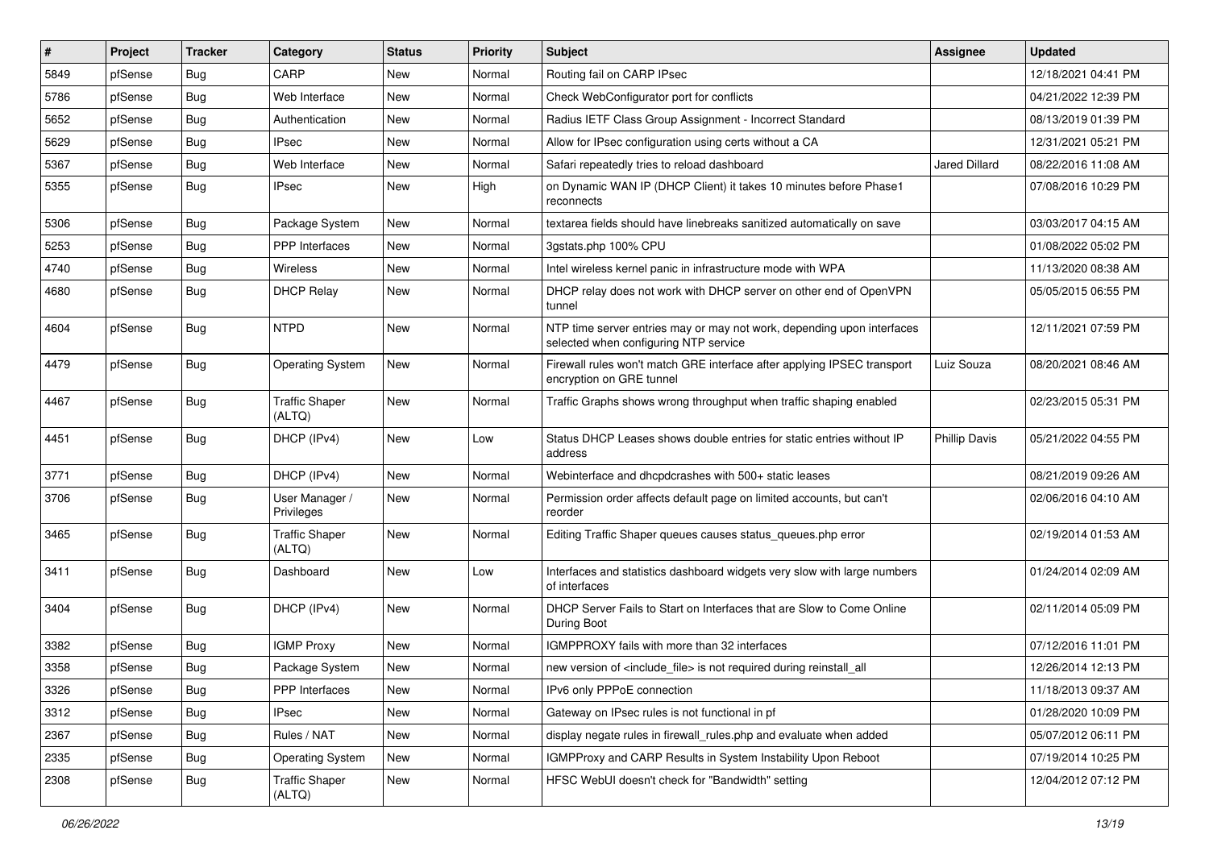| # | Project | Tracker | Category | Status | Priority | Subject | Assignee | Updated |
|---|---|---|---|---|---|---|---|---|
| 5849 | pfSense | Bug | CARP | New | Normal | Routing fail on CARP IPsec | | 12/18/2021 04:41 PM |
| 5786 | pfSense | Bug | Web Interface | New | Normal | Check WebConfigurator port for conflicts | | 04/21/2022 12:39 PM |
| 5652 | pfSense | Bug | Authentication | New | Normal | Radius IETF Class Group Assignment - Incorrect Standard | | 08/13/2019 01:39 PM |
| 5629 | pfSense | Bug | IPsec | New | Normal | Allow for IPsec configuration using certs without a CA | | 12/31/2021 05:21 PM |
| 5367 | pfSense | Bug | Web Interface | New | Normal | Safari repeatedly tries to reload dashboard | Jared Dillard | 08/22/2016 11:08 AM |
| 5355 | pfSense | Bug | IPsec | New | High | on Dynamic WAN IP (DHCP Client) it takes 10 minutes before Phase1 reconnects | | 07/08/2016 10:29 PM |
| 5306 | pfSense | Bug | Package System | New | Normal | textarea fields should have linebreaks sanitized automatically on save | | 03/03/2017 04:15 AM |
| 5253 | pfSense | Bug | PPP Interfaces | New | Normal | 3gstats.php 100% CPU | | 01/08/2022 05:02 PM |
| 4740 | pfSense | Bug | Wireless | New | Normal | Intel wireless kernel panic in infrastructure mode with WPA | | 11/13/2020 08:38 AM |
| 4680 | pfSense | Bug | DHCP Relay | New | Normal | DHCP relay does not work with DHCP server on other end of OpenVPN tunnel | | 05/05/2015 06:55 PM |
| 4604 | pfSense | Bug | NTPD | New | Normal | NTP time server entries may or may not work, depending upon interfaces selected when configuring NTP service | | 12/11/2021 07:59 PM |
| 4479 | pfSense | Bug | Operating System | New | Normal | Firewall rules won't match GRE interface after applying IPSEC transport encryption on GRE tunnel | Luiz Souza | 08/20/2021 08:46 AM |
| 4467 | pfSense | Bug | Traffic Shaper (ALTQ) | New | Normal | Traffic Graphs shows wrong throughput when traffic shaping enabled | | 02/23/2015 05:31 PM |
| 4451 | pfSense | Bug | DHCP (IPv4) | New | Low | Status DHCP Leases shows double entries for static entries without IP address | Phillip Davis | 05/21/2022 04:55 PM |
| 3771 | pfSense | Bug | DHCP (IPv4) | New | Normal | Webinterface and dhcpdcrashes with 500+ static leases | | 08/21/2019 09:26 AM |
| 3706 | pfSense | Bug | User Manager / Privileges | New | Normal | Permission order affects default page on limited accounts, but can't reorder | | 02/06/2016 04:10 AM |
| 3465 | pfSense | Bug | Traffic Shaper (ALTQ) | New | Normal | Editing Traffic Shaper queues causes status_queues.php error | | 02/19/2014 01:53 AM |
| 3411 | pfSense | Bug | Dashboard | New | Low | Interfaces and statistics dashboard widgets very slow with large numbers of interfaces | | 01/24/2014 02:09 AM |
| 3404 | pfSense | Bug | DHCP (IPv4) | New | Normal | DHCP Server Fails to Start on Interfaces that are Slow to Come Online During Boot | | 02/11/2014 05:09 PM |
| 3382 | pfSense | Bug | IGMP Proxy | New | Normal | IGMPPROXY fails with more than 32 interfaces | | 07/12/2016 11:01 PM |
| 3358 | pfSense | Bug | Package System | New | Normal | new version of <include_file> is not required during reinstall_all | | 12/26/2014 12:13 PM |
| 3326 | pfSense | Bug | PPP Interfaces | New | Normal | IPv6 only PPPoE connection | | 11/18/2013 09:37 AM |
| 3312 | pfSense | Bug | IPsec | New | Normal | Gateway on IPsec rules is not functional in pf | | 01/28/2020 10:09 PM |
| 2367 | pfSense | Bug | Rules / NAT | New | Normal | display negate rules in firewall_rules.php and evaluate when added | | 05/07/2012 06:11 PM |
| 2335 | pfSense | Bug | Operating System | New | Normal | IGMPProxy and CARP Results in System Instability Upon Reboot | | 07/19/2014 10:25 PM |
| 2308 | pfSense | Bug | Traffic Shaper (ALTQ) | New | Normal | HFSC WebUI doesn't check for "Bandwidth" setting | | 12/04/2012 07:12 PM |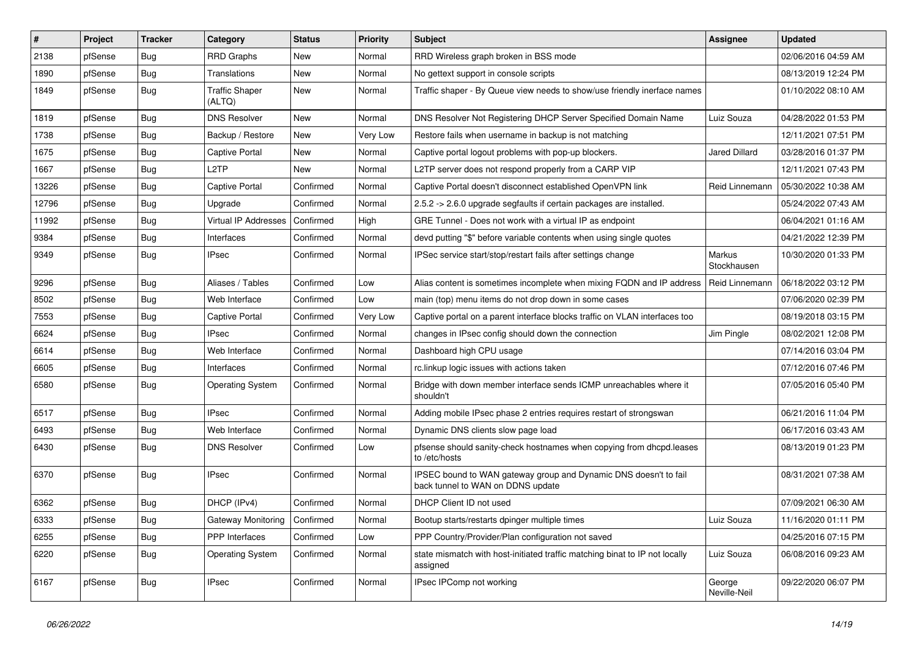| # | Project | Tracker | Category | Status | Priority | Subject | Assignee | Updated |
|---|---|---|---|---|---|---|---|---|
| 2138 | pfSense | Bug | RRD Graphs | New | Normal | RRD Wireless graph broken in BSS mode | | 02/06/2016 04:59 AM |
| 1890 | pfSense | Bug | Translations | New | Normal | No gettext support in console scripts | | 08/13/2019 12:24 PM |
| 1849 | pfSense | Bug | Traffic Shaper (ALTQ) | New | Normal | Traffic shaper - By Queue view needs to show/use friendly inerface names | | 01/10/2022 08:10 AM |
| 1819 | pfSense | Bug | DNS Resolver | New | Normal | DNS Resolver Not Registering DHCP Server Specified Domain Name | Luiz Souza | 04/28/2022 01:53 PM |
| 1738 | pfSense | Bug | Backup / Restore | New | Very Low | Restore fails when username in backup is not matching | | 12/11/2021 07:51 PM |
| 1675 | pfSense | Bug | Captive Portal | New | Normal | Captive portal logout problems with pop-up blockers. | Jared Dillard | 03/28/2016 01:37 PM |
| 1667 | pfSense | Bug | L2TP | New | Normal | L2TP server does not respond properly from a CARP VIP | | 12/11/2021 07:43 PM |
| 13226 | pfSense | Bug | Captive Portal | Confirmed | Normal | Captive Portal doesn't disconnect established OpenVPN link | Reid Linnemann | 05/30/2022 10:38 AM |
| 12796 | pfSense | Bug | Upgrade | Confirmed | Normal | 2.5.2 -> 2.6.0 upgrade segfaults if certain packages are installed. | | 05/24/2022 07:43 AM |
| 11992 | pfSense | Bug | Virtual IP Addresses | Confirmed | High | GRE Tunnel - Does not work with a virtual IP as endpoint | | 06/04/2021 01:16 AM |
| 9384 | pfSense | Bug | Interfaces | Confirmed | Normal | devd putting "$" before variable contents when using single quotes | | 04/21/2022 12:39 PM |
| 9349 | pfSense | Bug | IPsec | Confirmed | Normal | IPSec service start/stop/restart fails after settings change | Markus Stockhausen | 10/30/2020 01:33 PM |
| 9296 | pfSense | Bug | Aliases / Tables | Confirmed | Low | Alias content is sometimes incomplete when mixing FQDN and IP address | Reid Linnemann | 06/18/2022 03:12 PM |
| 8502 | pfSense | Bug | Web Interface | Confirmed | Low | main (top) menu items do not drop down in some cases | | 07/06/2020 02:39 PM |
| 7553 | pfSense | Bug | Captive Portal | Confirmed | Very Low | Captive portal on a parent interface blocks traffic on VLAN interfaces too | | 08/19/2018 03:15 PM |
| 6624 | pfSense | Bug | IPsec | Confirmed | Normal | changes in IPsec config should down the connection | Jim Pingle | 08/02/2021 12:08 PM |
| 6614 | pfSense | Bug | Web Interface | Confirmed | Normal | Dashboard high CPU usage | | 07/14/2016 03:04 PM |
| 6605 | pfSense | Bug | Interfaces | Confirmed | Normal | rc.linkup logic issues with actions taken | | 07/12/2016 07:46 PM |
| 6580 | pfSense | Bug | Operating System | Confirmed | Normal | Bridge with down member interface sends ICMP unreachables where it shouldn't | | 07/05/2016 05:40 PM |
| 6517 | pfSense | Bug | IPsec | Confirmed | Normal | Adding mobile IPsec phase 2 entries requires restart of strongswan | | 06/21/2016 11:04 PM |
| 6493 | pfSense | Bug | Web Interface | Confirmed | Normal | Dynamic DNS clients slow page load | | 06/17/2016 03:43 AM |
| 6430 | pfSense | Bug | DNS Resolver | Confirmed | Low | pfsense should sanity-check hostnames when copying from dhcpd.leases to /etc/hosts | | 08/13/2019 01:23 PM |
| 6370 | pfSense | Bug | IPsec | Confirmed | Normal | IPSEC bound to WAN gateway group and Dynamic DNS doesn't to fail back tunnel to WAN on DDNS update | | 08/31/2021 07:38 AM |
| 6362 | pfSense | Bug | DHCP (IPv4) | Confirmed | Normal | DHCP Client ID not used | | 07/09/2021 06:30 AM |
| 6333 | pfSense | Bug | Gateway Monitoring | Confirmed | Normal | Bootup starts/restarts dpinger multiple times | Luiz Souza | 11/16/2020 01:11 PM |
| 6255 | pfSense | Bug | PPP Interfaces | Confirmed | Low | PPP Country/Provider/Plan configuration not saved | | 04/25/2016 07:15 PM |
| 6220 | pfSense | Bug | Operating System | Confirmed | Normal | state mismatch with host-initiated traffic matching binat to IP not locally assigned | Luiz Souza | 06/08/2016 09:23 AM |
| 6167 | pfSense | Bug | IPsec | Confirmed | Normal | IPsec IPComp not working | George Neville-Neil | 09/22/2020 06:07 PM |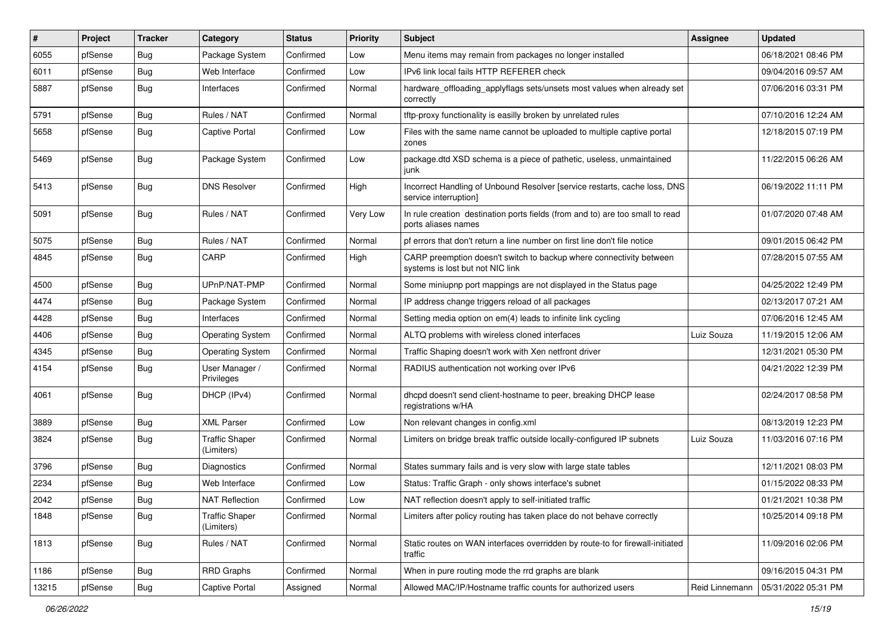| # | Project | Tracker | Category | Status | Priority | Subject | Assignee | Updated |
|---|---|---|---|---|---|---|---|---|
| 6055 | pfSense | Bug | Package System | Confirmed | Low | Menu items may remain from packages no longer installed | | 06/18/2021 08:46 PM |
| 6011 | pfSense | Bug | Web Interface | Confirmed | Low | IPv6 link local fails HTTP REFERER check | | 09/04/2016 09:57 AM |
| 5887 | pfSense | Bug | Interfaces | Confirmed | Normal | hardware_offloading_applyflags sets/unsets most values when already set correctly | | 07/06/2016 03:31 PM |
| 5791 | pfSense | Bug | Rules / NAT | Confirmed | Normal | tftp-proxy functionality is easilly broken by unrelated rules | | 07/10/2016 12:24 AM |
| 5658 | pfSense | Bug | Captive Portal | Confirmed | Low | Files with the same name cannot be uploaded to multiple captive portal zones | | 12/18/2015 07:19 PM |
| 5469 | pfSense | Bug | Package System | Confirmed | Low | package.dtd XSD schema is a piece of pathetic, useless, unmaintained junk | | 11/22/2015 06:26 AM |
| 5413 | pfSense | Bug | DNS Resolver | Confirmed | High | Incorrect Handling of Unbound Resolver [service restarts, cache loss, DNS service interruption] | | 06/19/2022 11:11 PM |
| 5091 | pfSense | Bug | Rules / NAT | Confirmed | Very Low | In rule creation destination ports fields (from and to) are too small to read ports aliases names | | 01/07/2020 07:48 AM |
| 5075 | pfSense | Bug | Rules / NAT | Confirmed | Normal | pf errors that don't return a line number on first line don't file notice | | 09/01/2015 06:42 PM |
| 4845 | pfSense | Bug | CARP | Confirmed | High | CARP preemption doesn't switch to backup where connectivity between systems is lost but not NIC link | | 07/28/2015 07:55 AM |
| 4500 | pfSense | Bug | UPnP/NAT-PMP | Confirmed | Normal | Some miniupnp port mappings are not displayed in the Status page | | 04/25/2022 12:49 PM |
| 4474 | pfSense | Bug | Package System | Confirmed | Normal | IP address change triggers reload of all packages | | 02/13/2017 07:21 AM |
| 4428 | pfSense | Bug | Interfaces | Confirmed | Normal | Setting media option on em(4) leads to infinite link cycling | | 07/06/2016 12:45 AM |
| 4406 | pfSense | Bug | Operating System | Confirmed | Normal | ALTQ problems with wireless cloned interfaces | Luiz Souza | 11/19/2015 12:06 AM |
| 4345 | pfSense | Bug | Operating System | Confirmed | Normal | Traffic Shaping doesn't work with Xen netfront driver | | 12/31/2021 05:30 PM |
| 4154 | pfSense | Bug | User Manager / Privileges | Confirmed | Normal | RADIUS authentication not working over IPv6 | | 04/21/2022 12:39 PM |
| 4061 | pfSense | Bug | DHCP (IPv4) | Confirmed | Normal | dhcpd doesn't send client-hostname to peer, breaking DHCP lease registrations w/HA | | 02/24/2017 08:58 PM |
| 3889 | pfSense | Bug | XML Parser | Confirmed | Low | Non relevant changes in config.xml | | 08/13/2019 12:23 PM |
| 3824 | pfSense | Bug | Traffic Shaper (Limiters) | Confirmed | Normal | Limiters on bridge break traffic outside locally-configured IP subnets | Luiz Souza | 11/03/2016 07:16 PM |
| 3796 | pfSense | Bug | Diagnostics | Confirmed | Normal | States summary fails and is very slow with large state tables | | 12/11/2021 08:03 PM |
| 2234 | pfSense | Bug | Web Interface | Confirmed | Low | Status: Traffic Graph - only shows interface's subnet | | 01/15/2022 08:33 PM |
| 2042 | pfSense | Bug | NAT Reflection | Confirmed | Low | NAT reflection doesn't apply to self-initiated traffic | | 01/21/2021 10:38 PM |
| 1848 | pfSense | Bug | Traffic Shaper (Limiters) | Confirmed | Normal | Limiters after policy routing has taken place do not behave correctly | | 10/25/2014 09:18 PM |
| 1813 | pfSense | Bug | Rules / NAT | Confirmed | Normal | Static routes on WAN interfaces overridden by route-to for firewall-initiated traffic | | 11/09/2016 02:06 PM |
| 1186 | pfSense | Bug | RRD Graphs | Confirmed | Normal | When in pure routing mode the rrd graphs are blank | | 09/16/2015 04:31 PM |
| 13215 | pfSense | Bug | Captive Portal | Assigned | Normal | Allowed MAC/IP/Hostname traffic counts for authorized users | Reid Linnemann | 05/31/2022 05:31 PM |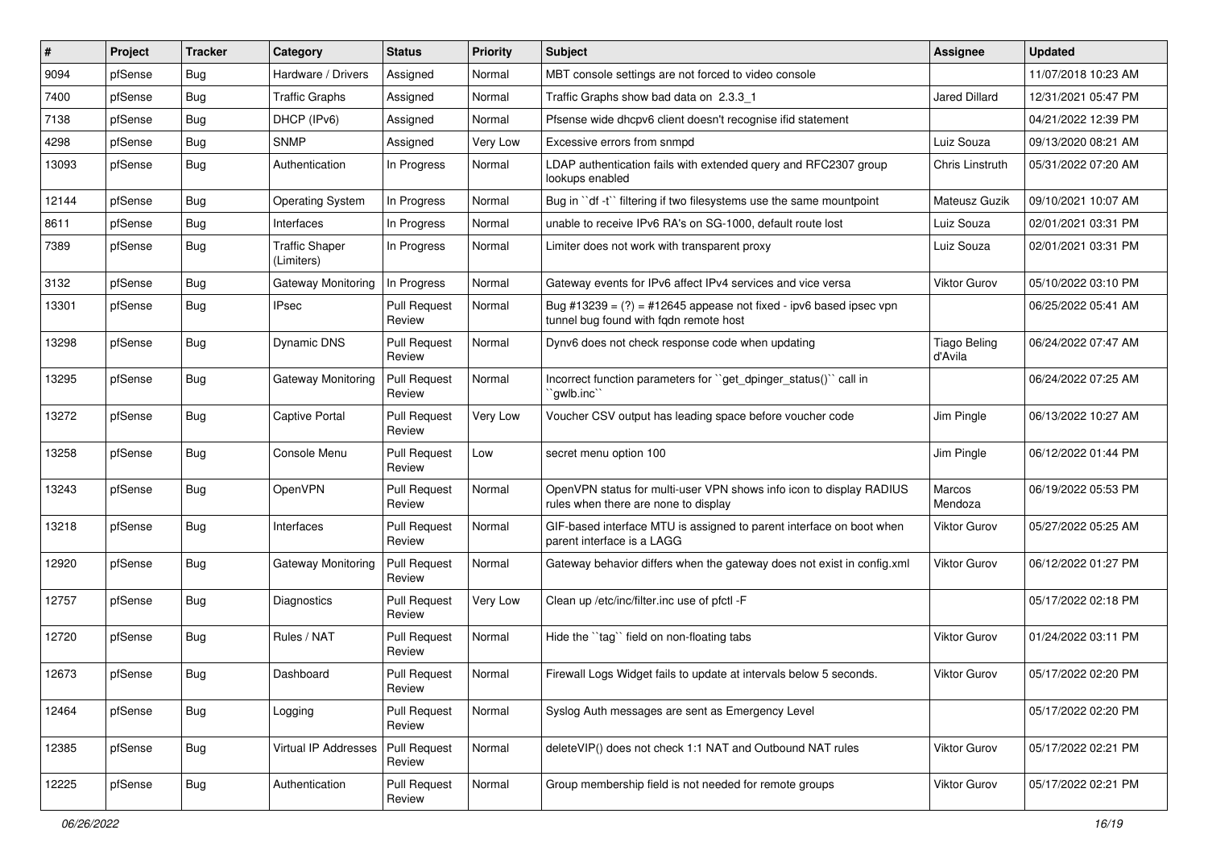| # | Project | Tracker | Category | Status | Priority | Subject | Assignee | Updated |
|---|---|---|---|---|---|---|---|---|
| 9094 | pfSense | Bug | Hardware / Drivers | Assigned | Normal | MBT console settings are not forced to video console | | 11/07/2018 10:23 AM |
| 7400 | pfSense | Bug | Traffic Graphs | Assigned | Normal | Traffic Graphs show bad data on 2.3.3_1 | Jared Dillard | 12/31/2021 05:47 PM |
| 7138 | pfSense | Bug | DHCP (IPv6) | Assigned | Normal | Pfsense wide dhcpv6 client doesn't recognise ifid statement | | 04/21/2022 12:39 PM |
| 4298 | pfSense | Bug | SNMP | Assigned | Very Low | Excessive errors from snmpd | Luiz Souza | 09/13/2020 08:21 AM |
| 13093 | pfSense | Bug | Authentication | In Progress | Normal | LDAP authentication fails with extended query and RFC2307 group lookups enabled | Chris Linstruth | 05/31/2022 07:20 AM |
| 12144 | pfSense | Bug | Operating System | In Progress | Normal | Bug in ``df -t`` filtering if two filesystems use the same mountpoint | Mateusz Guzik | 09/10/2021 10:07 AM |
| 8611 | pfSense | Bug | Interfaces | In Progress | Normal | unable to receive IPv6 RA's on SG-1000, default route lost | Luiz Souza | 02/01/2021 03:31 PM |
| 7389 | pfSense | Bug | Traffic Shaper (Limiters) | In Progress | Normal | Limiter does not work with transparent proxy | Luiz Souza | 02/01/2021 03:31 PM |
| 3132 | pfSense | Bug | Gateway Monitoring | In Progress | Normal | Gateway events for IPv6 affect IPv4 services and vice versa | Viktor Gurov | 05/10/2022 03:10 PM |
| 13301 | pfSense | Bug | IPsec | Pull Request Review | Normal | Bug #13239 = (?) = #12645 appease not fixed - ipv6 based ipsec vpn tunnel bug found with fqdn remote host | | 06/25/2022 05:41 AM |
| 13298 | pfSense | Bug | Dynamic DNS | Pull Request Review | Normal | Dynv6 does not check response code when updating | Tiago Beling d'Avila | 06/24/2022 07:47 AM |
| 13295 | pfSense | Bug | Gateway Monitoring | Pull Request Review | Normal | Incorrect function parameters for ``get_dpinger_status()`` call in ``gwlb.inc`` | | 06/24/2022 07:25 AM |
| 13272 | pfSense | Bug | Captive Portal | Pull Request Review | Very Low | Voucher CSV output has leading space before voucher code | Jim Pingle | 06/13/2022 10:27 AM |
| 13258 | pfSense | Bug | Console Menu | Pull Request Review | Low | secret menu option 100 | Jim Pingle | 06/12/2022 01:44 PM |
| 13243 | pfSense | Bug | OpenVPN | Pull Request Review | Normal | OpenVPN status for multi-user VPN shows info icon to display RADIUS rules when there are none to display | Marcos Mendoza | 06/19/2022 05:53 PM |
| 13218 | pfSense | Bug | Interfaces | Pull Request Review | Normal | GIF-based interface MTU is assigned to parent interface on boot when parent interface is a LAGG | Viktor Gurov | 05/27/2022 05:25 AM |
| 12920 | pfSense | Bug | Gateway Monitoring | Pull Request Review | Normal | Gateway behavior differs when the gateway does not exist in config.xml | Viktor Gurov | 06/12/2022 01:27 PM |
| 12757 | pfSense | Bug | Diagnostics | Pull Request Review | Very Low | Clean up /etc/inc/filter.inc use of pfctl -F | | 05/17/2022 02:18 PM |
| 12720 | pfSense | Bug | Rules / NAT | Pull Request Review | Normal | Hide the ``tag`` field on non-floating tabs | Viktor Gurov | 01/24/2022 03:11 PM |
| 12673 | pfSense | Bug | Dashboard | Pull Request Review | Normal | Firewall Logs Widget fails to update at intervals below 5 seconds. | Viktor Gurov | 05/17/2022 02:20 PM |
| 12464 | pfSense | Bug | Logging | Pull Request Review | Normal | Syslog Auth messages are sent as Emergency Level | | 05/17/2022 02:20 PM |
| 12385 | pfSense | Bug | Virtual IP Addresses | Pull Request Review | Normal | deleteVIP() does not check 1:1 NAT and Outbound NAT rules | Viktor Gurov | 05/17/2022 02:21 PM |
| 12225 | pfSense | Bug | Authentication | Pull Request Review | Normal | Group membership field is not needed for remote groups | Viktor Gurov | 05/17/2022 02:21 PM |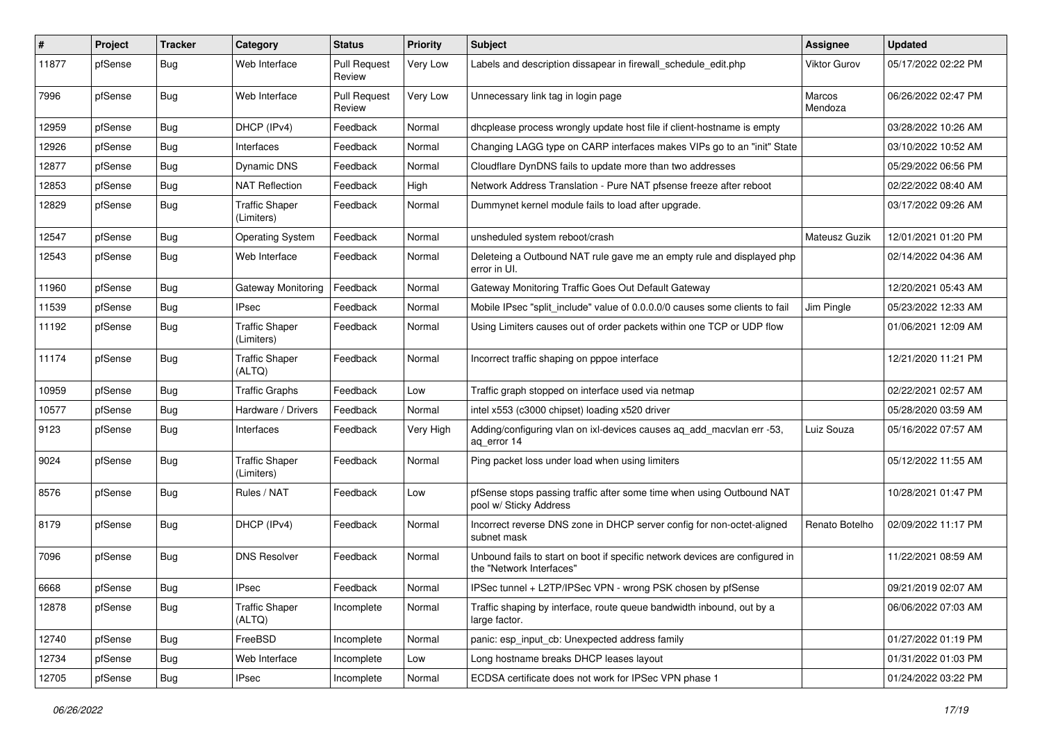| # | Project | Tracker | Category | Status | Priority | Subject | Assignee | Updated |
|---|---|---|---|---|---|---|---|---|
| 11877 | pfSense | Bug | Web Interface | Pull Request Review | Very Low | Labels and description dissapear in firewall_schedule_edit.php | Viktor Gurov | 05/17/2022 02:22 PM |
| 7996 | pfSense | Bug | Web Interface | Pull Request Review | Very Low | Unnecessary link tag in login page | Marcos Mendoza | 06/26/2022 02:47 PM |
| 12959 | pfSense | Bug | DHCP (IPv4) | Feedback | Normal | dhcplease process wrongly update host file if client-hostname is empty | | 03/28/2022 10:26 AM |
| 12926 | pfSense | Bug | Interfaces | Feedback | Normal | Changing LAGG type on CARP interfaces makes VIPs go to an "init" State | | 03/10/2022 10:52 AM |
| 12877 | pfSense | Bug | Dynamic DNS | Feedback | Normal | Cloudflare DynDNS fails to update more than two addresses | | 05/29/2022 06:56 PM |
| 12853 | pfSense | Bug | NAT Reflection | Feedback | High | Network Address Translation - Pure NAT pfsense freeze after reboot | | 02/22/2022 08:40 AM |
| 12829 | pfSense | Bug | Traffic Shaper (Limiters) | Feedback | Normal | Dummynet kernel module fails to load after upgrade. | | 03/17/2022 09:26 AM |
| 12547 | pfSense | Bug | Operating System | Feedback | Normal | unsheduled system reboot/crash | Mateusz Guzik | 12/01/2021 01:20 PM |
| 12543 | pfSense | Bug | Web Interface | Feedback | Normal | Deleteing a Outbound NAT rule gave me an empty rule and displayed php error in UI. | | 02/14/2022 04:36 AM |
| 11960 | pfSense | Bug | Gateway Monitoring | Feedback | Normal | Gateway Monitoring Traffic Goes Out Default Gateway | | 12/20/2021 05:43 AM |
| 11539 | pfSense | Bug | IPsec | Feedback | Normal | Mobile IPsec "split_include" value of 0.0.0.0/0 causes some clients to fail | Jim Pingle | 05/23/2022 12:33 AM |
| 11192 | pfSense | Bug | Traffic Shaper (Limiters) | Feedback | Normal | Using Limiters causes out of order packets within one TCP or UDP flow | | 01/06/2021 12:09 AM |
| 11174 | pfSense | Bug | Traffic Shaper (ALTQ) | Feedback | Normal | Incorrect traffic shaping on pppoe interface | | 12/21/2020 11:21 PM |
| 10959 | pfSense | Bug | Traffic Graphs | Feedback | Low | Traffic graph stopped on interface used via netmap | | 02/22/2021 02:57 AM |
| 10577 | pfSense | Bug | Hardware / Drivers | Feedback | Normal | intel x553 (c3000 chipset) loading x520 driver | | 05/28/2020 03:59 AM |
| 9123 | pfSense | Bug | Interfaces | Feedback | Very High | Adding/configuring vlan on ixl-devices causes aq_add_macvlan err -53, aq_error 14 | Luiz Souza | 05/16/2022 07:57 AM |
| 9024 | pfSense | Bug | Traffic Shaper (Limiters) | Feedback | Normal | Ping packet loss under load when using limiters | | 05/12/2022 11:55 AM |
| 8576 | pfSense | Bug | Rules / NAT | Feedback | Low | pfSense stops passing traffic after some time when using Outbound NAT pool w/ Sticky Address | | 10/28/2021 01:47 PM |
| 8179 | pfSense | Bug | DHCP (IPv4) | Feedback | Normal | Incorrect reverse DNS zone in DHCP server config for non-octet-aligned subnet mask | Renato Botelho | 02/09/2022 11:17 PM |
| 7096 | pfSense | Bug | DNS Resolver | Feedback | Normal | Unbound fails to start on boot if specific network devices are configured in the "Network Interfaces" | | 11/22/2021 08:59 AM |
| 6668 | pfSense | Bug | IPsec | Feedback | Normal | IPSec tunnel + L2TP/IPSec VPN - wrong PSK chosen by pfSense | | 09/21/2019 02:07 AM |
| 12878 | pfSense | Bug | Traffic Shaper (ALTQ) | Incomplete | Normal | Traffic shaping by interface, route queue bandwidth inbound, out by a large factor. | | 06/06/2022 07:03 AM |
| 12740 | pfSense | Bug | FreeBSD | Incomplete | Normal | panic: esp_input_cb: Unexpected address family | | 01/27/2022 01:19 PM |
| 12734 | pfSense | Bug | Web Interface | Incomplete | Low | Long hostname breaks DHCP leases layout | | 01/31/2022 01:03 PM |
| 12705 | pfSense | Bug | IPsec | Incomplete | Normal | ECDSA certificate does not work for IPSec VPN phase 1 | | 01/24/2022 03:22 PM |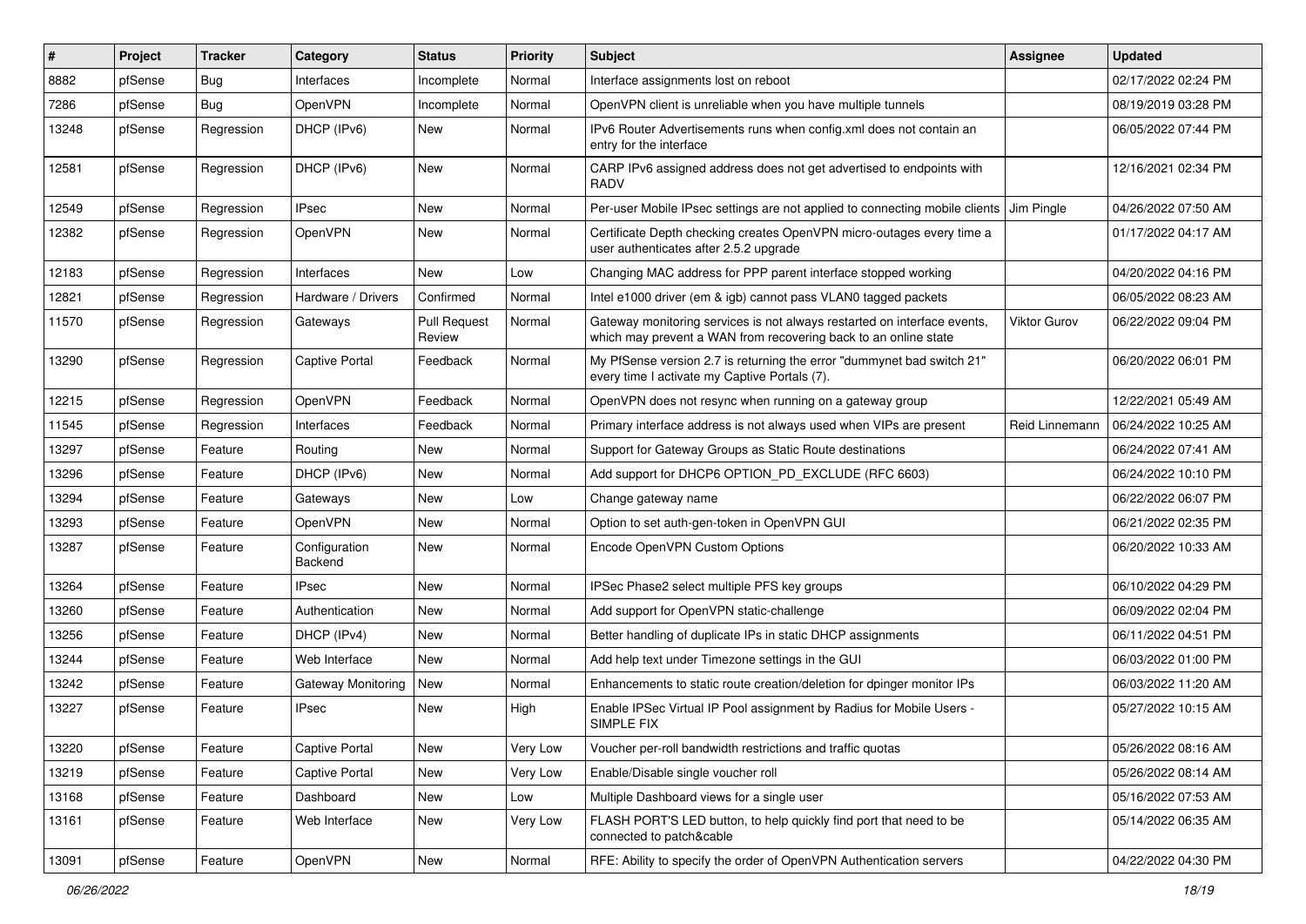| # | Project | Tracker | Category | Status | Priority | Subject | Assignee | Updated |
|---|---|---|---|---|---|---|---|---|
| 8882 | pfSense | Bug | Interfaces | Incomplete | Normal | Interface assignments lost on reboot | | 02/17/2022 02:24 PM |
| 7286 | pfSense | Bug | OpenVPN | Incomplete | Normal | OpenVPN client is unreliable when you have multiple tunnels | | 08/19/2019 03:28 PM |
| 13248 | pfSense | Regression | DHCP (IPv6) | New | Normal | IPv6 Router Advertisements runs when config.xml does not contain an entry for the interface | | 06/05/2022 07:44 PM |
| 12581 | pfSense | Regression | DHCP (IPv6) | New | Normal | CARP IPv6 assigned address does not get advertised to endpoints with RADV | | 12/16/2021 02:34 PM |
| 12549 | pfSense | Regression | IPsec | New | Normal | Per-user Mobile IPsec settings are not applied to connecting mobile clients | Jim Pingle | 04/26/2022 07:50 AM |
| 12382 | pfSense | Regression | OpenVPN | New | Normal | Certificate Depth checking creates OpenVPN micro-outages every time a user authenticates after 2.5.2 upgrade | | 01/17/2022 04:17 AM |
| 12183 | pfSense | Regression | Interfaces | New | Low | Changing MAC address for PPP parent interface stopped working | | 04/20/2022 04:16 PM |
| 12821 | pfSense | Regression | Hardware / Drivers | Confirmed | Normal | Intel e1000 driver (em & igb) cannot pass VLAN0 tagged packets | | 06/05/2022 08:23 AM |
| 11570 | pfSense | Regression | Gateways | Pull Request Review | Normal | Gateway monitoring services is not always restarted on interface events, which may prevent a WAN from recovering back to an online state | Viktor Gurov | 06/22/2022 09:04 PM |
| 13290 | pfSense | Regression | Captive Portal | Feedback | Normal | My PfSense version 2.7 is returning the error "dummynet bad switch 21" every time I activate my Captive Portals (7). | | 06/20/2022 06:01 PM |
| 12215 | pfSense | Regression | OpenVPN | Feedback | Normal | OpenVPN does not resync when running on a gateway group | | 12/22/2021 05:49 AM |
| 11545 | pfSense | Regression | Interfaces | Feedback | Normal | Primary interface address is not always used when VIPs are present | Reid Linnemann | 06/24/2022 10:25 AM |
| 13297 | pfSense | Feature | Routing | New | Normal | Support for Gateway Groups as Static Route destinations | | 06/24/2022 07:41 AM |
| 13296 | pfSense | Feature | DHCP (IPv6) | New | Normal | Add support for DHCP6 OPTION_PD_EXCLUDE (RFC 6603) | | 06/24/2022 10:10 PM |
| 13294 | pfSense | Feature | Gateways | New | Low | Change gateway name | | 06/22/2022 06:07 PM |
| 13293 | pfSense | Feature | OpenVPN | New | Normal | Option to set auth-gen-token in OpenVPN GUI | | 06/21/2022 02:35 PM |
| 13287 | pfSense | Feature | Configuration Backend | New | Normal | Encode OpenVPN Custom Options | | 06/20/2022 10:33 AM |
| 13264 | pfSense | Feature | IPsec | New | Normal | IPSec Phase2 select multiple PFS key groups | | 06/10/2022 04:29 PM |
| 13260 | pfSense | Feature | Authentication | New | Normal | Add support for OpenVPN static-challenge | | 06/09/2022 02:04 PM |
| 13256 | pfSense | Feature | DHCP (IPv4) | New | Normal | Better handling of duplicate IPs in static DHCP assignments | | 06/11/2022 04:51 PM |
| 13244 | pfSense | Feature | Web Interface | New | Normal | Add help text under Timezone settings in the GUI | | 06/03/2022 01:00 PM |
| 13242 | pfSense | Feature | Gateway Monitoring | New | Normal | Enhancements to static route creation/deletion for dpinger monitor IPs | | 06/03/2022 11:20 AM |
| 13227 | pfSense | Feature | IPsec | New | High | Enable IPSec Virtual IP Pool assignment by Radius for Mobile Users - SIMPLE FIX | | 05/27/2022 10:15 AM |
| 13220 | pfSense | Feature | Captive Portal | New | Very Low | Voucher per-roll bandwidth restrictions and traffic quotas | | 05/26/2022 08:16 AM |
| 13219 | pfSense | Feature | Captive Portal | New | Very Low | Enable/Disable single voucher roll | | 05/26/2022 08:14 AM |
| 13168 | pfSense | Feature | Dashboard | New | Low | Multiple Dashboard views for a single user | | 05/16/2022 07:53 AM |
| 13161 | pfSense | Feature | Web Interface | New | Very Low | FLASH PORT'S LED button, to help quickly find port that need to be connected to patch&cable | | 05/14/2022 06:35 AM |
| 13091 | pfSense | Feature | OpenVPN | New | Normal | RFE: Ability to specify the order of OpenVPN Authentication servers | | 04/22/2022 04:30 PM |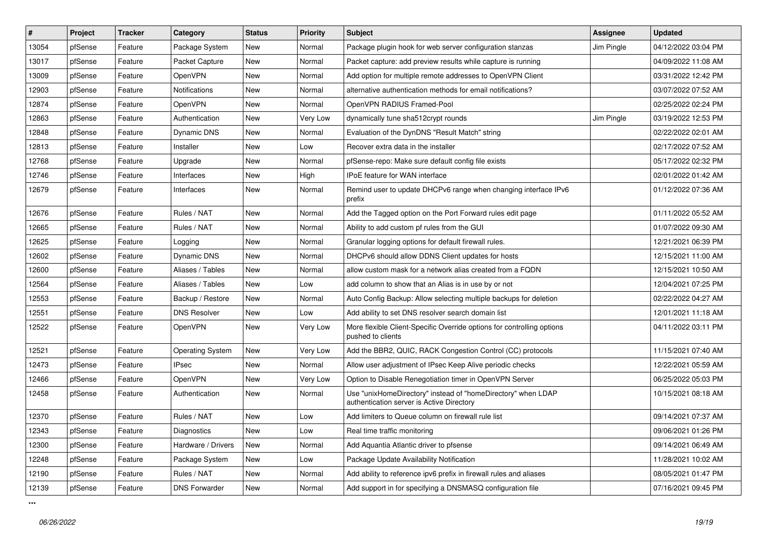| # | Project | Tracker | Category | Status | Priority | Subject | Assignee | Updated |
|---|---|---|---|---|---|---|---|---|
| 13054 | pfSense | Feature | Package System | New | Normal | Package plugin hook for web server configuration stanzas | Jim Pingle | 04/12/2022 03:04 PM |
| 13017 | pfSense | Feature | Packet Capture | New | Normal | Packet capture: add preview results while capture is running | | 04/09/2022 11:08 AM |
| 13009 | pfSense | Feature | OpenVPN | New | Normal | Add option for multiple remote addresses to OpenVPN Client | | 03/31/2022 12:42 PM |
| 12903 | pfSense | Feature | Notifications | New | Normal | alternative authentication methods for email notifications? | | 03/07/2022 07:52 AM |
| 12874 | pfSense | Feature | OpenVPN | New | Normal | OpenVPN RADIUS Framed-Pool | | 02/25/2022 02:24 PM |
| 12863 | pfSense | Feature | Authentication | New | Very Low | dynamically tune sha512crypt rounds | Jim Pingle | 03/19/2022 12:53 PM |
| 12848 | pfSense | Feature | Dynamic DNS | New | Normal | Evaluation of the DynDNS "Result Match" string | | 02/22/2022 02:01 AM |
| 12813 | pfSense | Feature | Installer | New | Low | Recover extra data in the installer | | 02/17/2022 07:52 AM |
| 12768 | pfSense | Feature | Upgrade | New | Normal | pfSense-repo: Make sure default config file exists | | 05/17/2022 02:32 PM |
| 12746 | pfSense | Feature | Interfaces | New | High | IPoE feature for WAN interface | | 02/01/2022 01:42 AM |
| 12679 | pfSense | Feature | Interfaces | New | Normal | Remind user to update DHCPv6 range when changing interface IPv6 prefix | | 01/12/2022 07:36 AM |
| 12676 | pfSense | Feature | Rules / NAT | New | Normal | Add the Tagged option on the Port Forward rules edit page | | 01/11/2022 05:52 AM |
| 12665 | pfSense | Feature | Rules / NAT | New | Normal | Ability to add custom pf rules from the GUI | | 01/07/2022 09:30 AM |
| 12625 | pfSense | Feature | Logging | New | Normal | Granular logging options for default firewall rules. | | 12/21/2021 06:39 PM |
| 12602 | pfSense | Feature | Dynamic DNS | New | Normal | DHCPv6 should allow DDNS Client updates for hosts | | 12/15/2021 11:00 AM |
| 12600 | pfSense | Feature | Aliases / Tables | New | Normal | allow custom mask for a network alias created from a FQDN | | 12/15/2021 10:50 AM |
| 12564 | pfSense | Feature | Aliases / Tables | New | Low | add column to show that an Alias is in use by or not | | 12/04/2021 07:25 PM |
| 12553 | pfSense | Feature | Backup / Restore | New | Normal | Auto Config Backup: Allow selecting multiple backups for deletion | | 02/22/2022 04:27 AM |
| 12551 | pfSense | Feature | DNS Resolver | New | Low | Add ability to set DNS resolver search domain list | | 12/01/2021 11:18 AM |
| 12522 | pfSense | Feature | OpenVPN | New | Very Low | More flexible Client-Specific Override options for controlling options pushed to clients | | 04/11/2022 03:11 PM |
| 12521 | pfSense | Feature | Operating System | New | Very Low | Add the BBR2, QUIC, RACK Congestion Control (CC) protocols | | 11/15/2021 07:40 AM |
| 12473 | pfSense | Feature | IPsec | New | Normal | Allow user adjustment of IPsec Keep Alive periodic checks | | 12/22/2021 05:59 AM |
| 12466 | pfSense | Feature | OpenVPN | New | Very Low | Option to Disable Renegotiation timer in OpenVPN Server | | 06/25/2022 05:03 PM |
| 12458 | pfSense | Feature | Authentication | New | Normal | Use "unixHomeDirectory" instead of "homeDirectory" when LDAP authentication server is Active Directory | | 10/15/2021 08:18 AM |
| 12370 | pfSense | Feature | Rules / NAT | New | Low | Add limiters to Queue column on firewall rule list | | 09/14/2021 07:37 AM |
| 12343 | pfSense | Feature | Diagnostics | New | Low | Real time traffic monitoring | | 09/06/2021 01:26 PM |
| 12300 | pfSense | Feature | Hardware / Drivers | New | Normal | Add Aquantia Atlantic driver to pfsense | | 09/14/2021 06:49 AM |
| 12248 | pfSense | Feature | Package System | New | Low | Package Update Availability Notification | | 11/28/2021 10:02 AM |
| 12190 | pfSense | Feature | Rules / NAT | New | Normal | Add ability to reference ipv6 prefix in firewall rules and aliases | | 08/05/2021 01:47 PM |
| 12139 | pfSense | Feature | DNS Forwarder | New | Normal | Add support in for specifying a DNSMASQ configuration file | | 07/16/2021 09:45 PM |

...